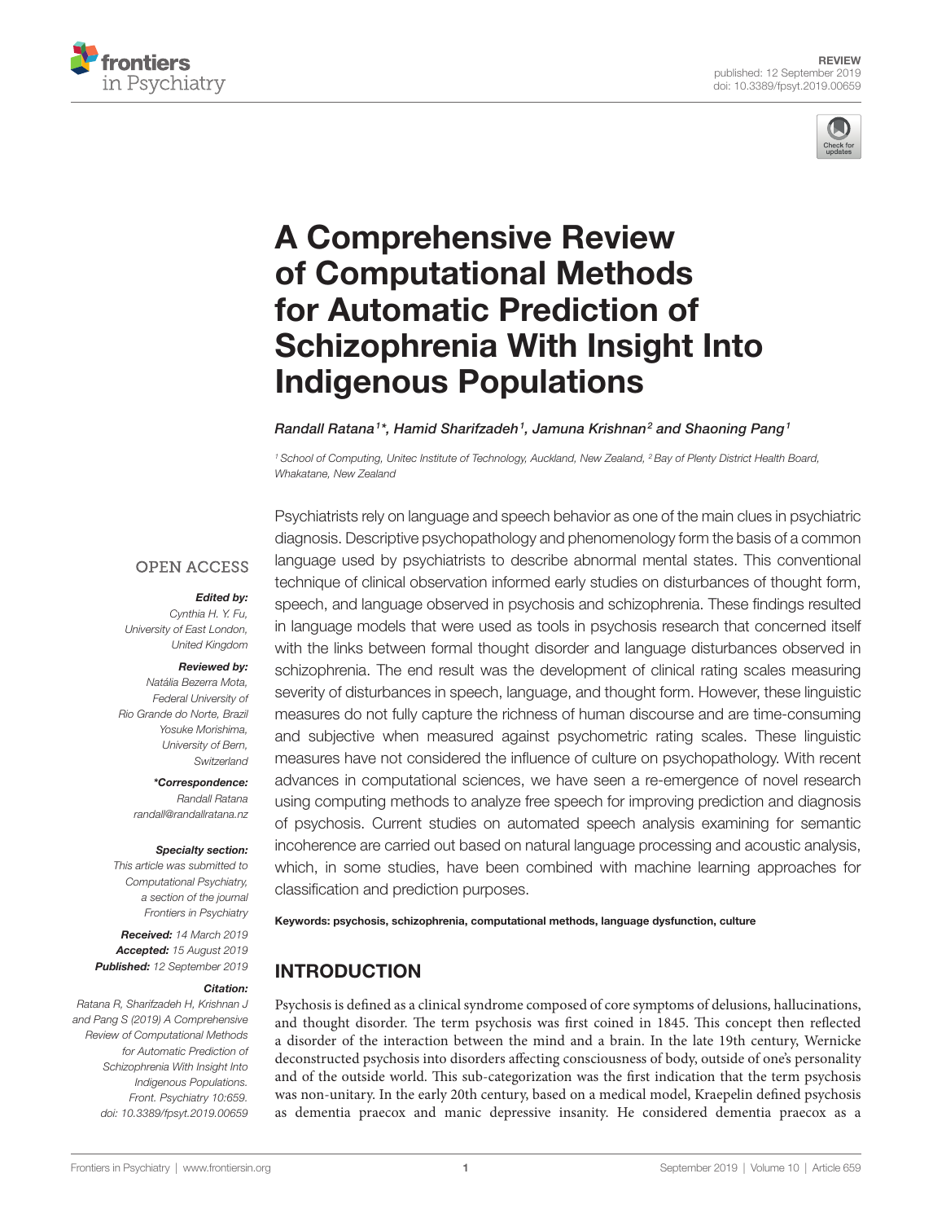REVIEW
published: 12 September 2019
doi: 10.3389/fpsyt.2019.00659

# A Comprehensive Review of Computational Methods for Automatic Prediction of Schizophrenia With Insight Into Indigenous Populations

*Randall Ratana[1]\*, Hamid Sharifzadeh[1], Jamuna Krishnan[2] and Shaoning Pang[1]*

[1] School of Computing, Unitec Institute of Technology, Auckland, New Zealand, [2] Bay of Plenty District Health Board, Whakatane, New Zealand

OPEN ACCESS

***Edited by:***
*Cynthia H. Y. Fu, University of East London, United Kingdom*

***Reviewed by:***
*Natália Bezerra Mota, Federal University of Rio Grande do Norte, Brazil*
*Yosuke Morishima, University of Bern, Switzerland*

***\*Correspondence:***
*Randall Ratana*
*randall@randallratana.nz*

***Specialty section:***
*This article was submitted to Computational Psychiatry, a section of the journal Frontiers in Psychiatry*

***Received:*** *14 March 2019*
***Accepted:*** *15 August 2019*
***Published:*** *12 September 2019*

***Citation:***
*Ratana R, Sharifzadeh H, Krishnan J and Pang S (2019) A Comprehensive Review of Computational Methods for Automatic Prediction of Schizophrenia With Insight Into Indigenous Populations. Front. Psychiatry 10:659. doi: 10.3389/fpsyt.2019.00659*

Psychiatrists rely on language and speech behavior as one of the main clues in psychiatric diagnosis. Descriptive psychopathology and phenomenology form the basis of a common language used by psychiatrists to describe abnormal mental states. This conventional technique of clinical observation informed early studies on disturbances of thought form, speech, and language observed in psychosis and schizophrenia. These findings resulted in language models that were used as tools in psychosis research that concerned itself with the links between formal thought disorder and language disturbances observed in schizophrenia. The end result was the development of clinical rating scales measuring severity of disturbances in speech, language, and thought form. However, these linguistic measures do not fully capture the richness of human discourse and are time-consuming and subjective when measured against psychometric rating scales. These linguistic measures have not considered the influence of culture on psychopathology. With recent advances in computational sciences, we have seen a re-emergence of novel research using computing methods to analyze free speech for improving prediction and diagnosis of psychosis. Current studies on automated speech analysis examining for semantic incoherence are carried out based on natural language processing and acoustic analysis, which, in some studies, have been combined with machine learning approaches for classification and prediction purposes.

**Keywords: psychosis, schizophrenia, computational methods, language dysfunction, culture**

## INTRODUCTION

Psychosis is defined as a clinical syndrome composed of core symptoms of delusions, hallucinations, and thought disorder. The term psychosis was first coined in 1845. This concept then reflected a disorder of the interaction between the mind and a brain. In the late 19th century, Wernicke deconstructed psychosis into disorders affecting consciousness of body, outside of one's personality and of the outside world. This sub-categorization was the first indication that the term psychosis was non-unitary. In the early 20th century, based on a medical model, Kraepelin defined psychosis as dementia praecox and manic depressive insanity. He considered dementia praecox as a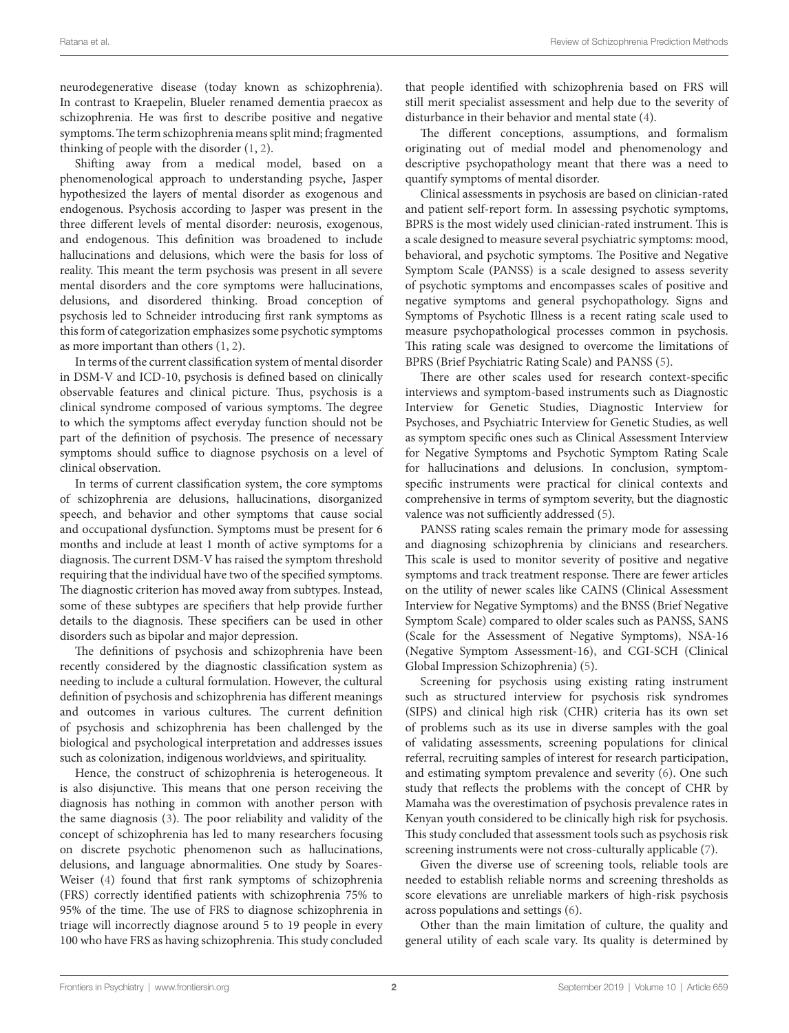neurodegenerative disease (today known as schizophrenia). In contrast to Kraepelin, Blueler renamed dementia praecox as schizophrenia. He was first to describe positive and negative symptoms. The term schizophrenia means split mind; fragmented thinking of people with the disorder (1, 2).

Shifting away from a medical model, based on a phenomenological approach to understanding psyche, Jasper hypothesized the layers of mental disorder as exogenous and endogenous. Psychosis according to Jasper was present in the three different levels of mental disorder: neurosis, exogenous, and endogenous. This definition was broadened to include hallucinations and delusions, which were the basis for loss of reality. This meant the term psychosis was present in all severe mental disorders and the core symptoms were hallucinations, delusions, and disordered thinking. Broad conception of psychosis led to Schneider introducing first rank symptoms as this form of categorization emphasizes some psychotic symptoms as more important than others (1, 2).

In terms of the current classification system of mental disorder in DSM-V and ICD-10, psychosis is defined based on clinically observable features and clinical picture. Thus, psychosis is a clinical syndrome composed of various symptoms. The degree to which the symptoms affect everyday function should not be part of the definition of psychosis. The presence of necessary symptoms should suffice to diagnose psychosis on a level of clinical observation.

In terms of current classification system, the core symptoms of schizophrenia are delusions, hallucinations, disorganized speech, and behavior and other symptoms that cause social and occupational dysfunction. Symptoms must be present for 6 months and include at least 1 month of active symptoms for a diagnosis. The current DSM-V has raised the symptom threshold requiring that the individual have two of the specified symptoms. The diagnostic criterion has moved away from subtypes. Instead, some of these subtypes are specifiers that help provide further details to the diagnosis. These specifiers can be used in other disorders such as bipolar and major depression.

The definitions of psychosis and schizophrenia have been recently considered by the diagnostic classification system as needing to include a cultural formulation. However, the cultural definition of psychosis and schizophrenia has different meanings and outcomes in various cultures. The current definition of psychosis and schizophrenia has been challenged by the biological and psychological interpretation and addresses issues such as colonization, indigenous worldviews, and spirituality.

Hence, the construct of schizophrenia is heterogeneous. It is also disjunctive. This means that one person receiving the diagnosis has nothing in common with another person with the same diagnosis (3). The poor reliability and validity of the concept of schizophrenia has led to many researchers focusing on discrete psychotic phenomenon such as hallucinations, delusions, and language abnormalities. One study by Soares-Weiser (4) found that first rank symptoms of schizophrenia (FRS) correctly identified patients with schizophrenia 75% to 95% of the time. The use of FRS to diagnose schizophrenia in triage will incorrectly diagnose around 5 to 19 people in every 100 who have FRS as having schizophrenia. This study concluded that people identified with schizophrenia based on FRS will still merit specialist assessment and help due to the severity of disturbance in their behavior and mental state (4).

The different conceptions, assumptions, and formalism originating out of medial model and phenomenology and descriptive psychopathology meant that there was a need to quantify symptoms of mental disorder.

Clinical assessments in psychosis are based on clinician-rated and patient self-report form. In assessing psychotic symptoms, BPRS is the most widely used clinician-rated instrument. This is a scale designed to measure several psychiatric symptoms: mood, behavioral, and psychotic symptoms. The Positive and Negative Symptom Scale (PANSS) is a scale designed to assess severity of psychotic symptoms and encompasses scales of positive and negative symptoms and general psychopathology. Signs and Symptoms of Psychotic Illness is a recent rating scale used to measure psychopathological processes common in psychosis. This rating scale was designed to overcome the limitations of BPRS (Brief Psychiatric Rating Scale) and PANSS (5).

There are other scales used for research context-specific interviews and symptom-based instruments such as Diagnostic Interview for Genetic Studies, Diagnostic Interview for Psychoses, and Psychiatric Interview for Genetic Studies, as well as symptom specific ones such as Clinical Assessment Interview for Negative Symptoms and Psychotic Symptom Rating Scale for hallucinations and delusions. In conclusion, symptom-specific instruments were practical for clinical contexts and comprehensive in terms of symptom severity, but the diagnostic valence was not sufficiently addressed (5).

PANSS rating scales remain the primary mode for assessing and diagnosing schizophrenia by clinicians and researchers. This scale is used to monitor severity of positive and negative symptoms and track treatment response. There are fewer articles on the utility of newer scales like CAINS (Clinical Assessment Interview for Negative Symptoms) and the BNSS (Brief Negative Symptom Scale) compared to older scales such as PANSS, SANS (Scale for the Assessment of Negative Symptoms), NSA-16 (Negative Symptom Assessment-16), and CGI-SCH (Clinical Global Impression Schizophrenia) (5).

Screening for psychosis using existing rating instrument such as structured interview for psychosis risk syndromes (SIPS) and clinical high risk (CHR) criteria has its own set of problems such as its use in diverse samples with the goal of validating assessments, screening populations for clinical referral, recruiting samples of interest for research participation, and estimating symptom prevalence and severity (6). One such study that reflects the problems with the concept of CHR by Mamaha was the overestimation of psychosis prevalence rates in Kenyan youth considered to be clinically high risk for psychosis. This study concluded that assessment tools such as psychosis risk screening instruments were not cross-culturally applicable (7).

Given the diverse use of screening tools, reliable tools are needed to establish reliable norms and screening thresholds as score elevations are unreliable markers of high-risk psychosis across populations and settings (6).

Other than the main limitation of culture, the quality and general utility of each scale vary. Its quality is determined by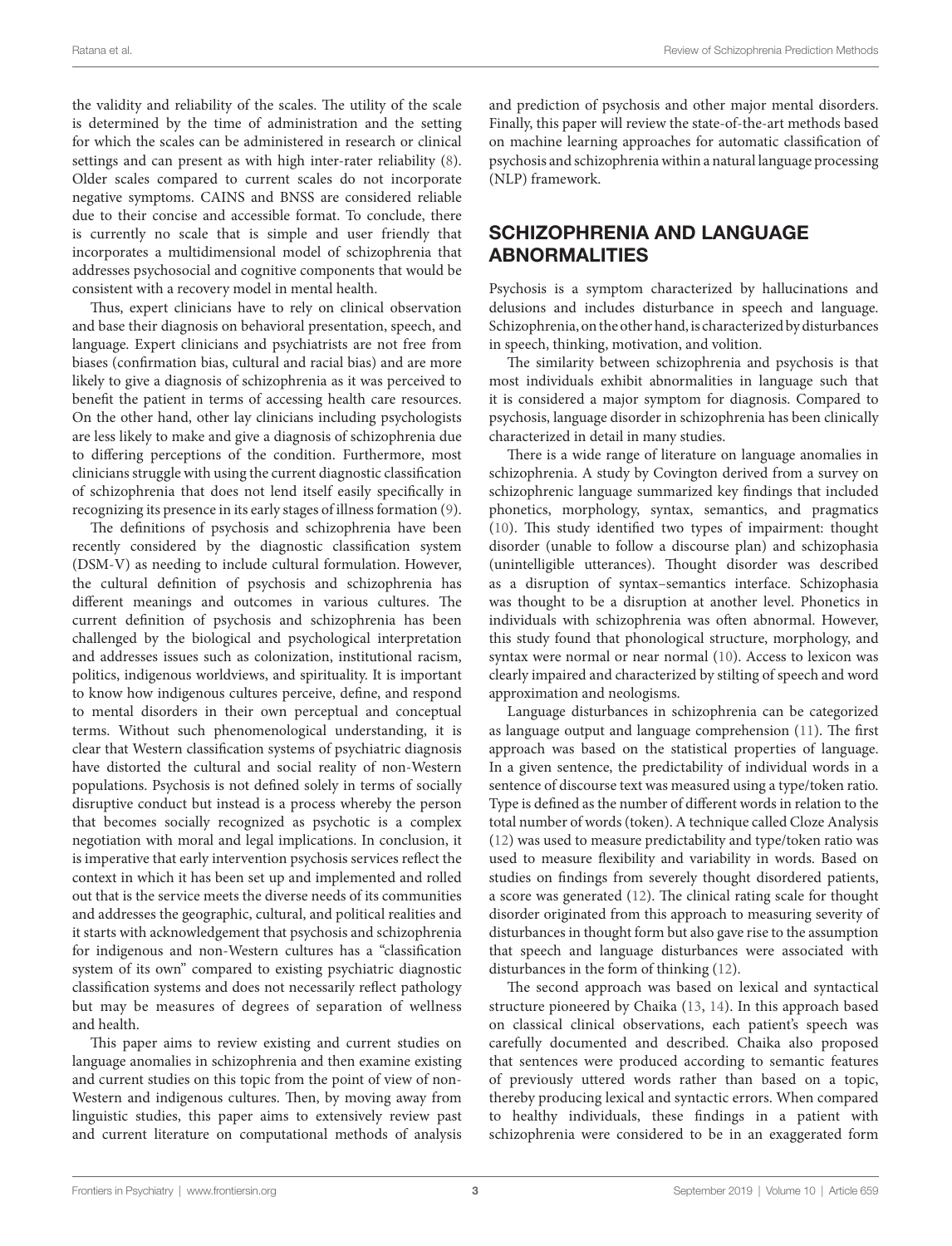the validity and reliability of the scales. The utility of the scale is determined by the time of administration and the setting for which the scales can be administered in research or clinical settings and can present as with high inter-rater reliability (8). Older scales compared to current scales do not incorporate negative symptoms. CAINS and BNSS are considered reliable due to their concise and accessible format. To conclude, there is currently no scale that is simple and user friendly that incorporates a multidimensional model of schizophrenia that addresses psychosocial and cognitive components that would be consistent with a recovery model in mental health.

Thus, expert clinicians have to rely on clinical observation and base their diagnosis on behavioral presentation, speech, and language. Expert clinicians and psychiatrists are not free from biases (confirmation bias, cultural and racial bias) and are more likely to give a diagnosis of schizophrenia as it was perceived to benefit the patient in terms of accessing health care resources. On the other hand, other lay clinicians including psychologists are less likely to make and give a diagnosis of schizophrenia due to differing perceptions of the condition. Furthermore, most clinicians struggle with using the current diagnostic classification of schizophrenia that does not lend itself easily specifically in recognizing its presence in its early stages of illness formation (9).

The definitions of psychosis and schizophrenia have been recently considered by the diagnostic classification system (DSM-V) as needing to include cultural formulation. However, the cultural definition of psychosis and schizophrenia has different meanings and outcomes in various cultures. The current definition of psychosis and schizophrenia has been challenged by the biological and psychological interpretation and addresses issues such as colonization, institutional racism, politics, indigenous worldviews, and spirituality. It is important to know how indigenous cultures perceive, define, and respond to mental disorders in their own perceptual and conceptual terms. Without such phenomenological understanding, it is clear that Western classification systems of psychiatric diagnosis have distorted the cultural and social reality of non-Western populations. Psychosis is not defined solely in terms of socially disruptive conduct but instead is a process whereby the person that becomes socially recognized as psychotic is a complex negotiation with moral and legal implications. In conclusion, it is imperative that early intervention psychosis services reflect the context in which it has been set up and implemented and rolled out that is the service meets the diverse needs of its communities and addresses the geographic, cultural, and political realities and it starts with acknowledgement that psychosis and schizophrenia for indigenous and non-Western cultures has a "classification system of its own" compared to existing psychiatric diagnostic classification systems and does not necessarily reflect pathology but may be measures of degrees of separation of wellness and health.

This paper aims to review existing and current studies on language anomalies in schizophrenia and then examine existing and current studies on this topic from the point of view of non-Western and indigenous cultures. Then, by moving away from linguistic studies, this paper aims to extensively review past and current literature on computational methods of analysis and prediction of psychosis and other major mental disorders. Finally, this paper will review the state-of-the-art methods based on machine learning approaches for automatic classification of psychosis and schizophrenia within a natural language processing (NLP) framework.

## SCHIZOPHRENIA AND LANGUAGE ABNORMALITIES

Psychosis is a symptom characterized by hallucinations and delusions and includes disturbance in speech and language. Schizophrenia, on the other hand, is characterized by disturbances in speech, thinking, motivation, and volition.

The similarity between schizophrenia and psychosis is that most individuals exhibit abnormalities in language such that it is considered a major symptom for diagnosis. Compared to psychosis, language disorder in schizophrenia has been clinically characterized in detail in many studies.

There is a wide range of literature on language anomalies in schizophrenia. A study by Covington derived from a survey on schizophrenic language summarized key findings that included phonetics, morphology, syntax, semantics, and pragmatics (10). This study identified two types of impairment: thought disorder (unable to follow a discourse plan) and schizophasia (unintelligible utterances). Thought disorder was described as a disruption of syntax–semantics interface. Schizophasia was thought to be a disruption at another level. Phonetics in individuals with schizophrenia was often abnormal. However, this study found that phonological structure, morphology, and syntax were normal or near normal (10). Access to lexicon was clearly impaired and characterized by stilting of speech and word approximation and neologisms.

Language disturbances in schizophrenia can be categorized as language output and language comprehension (11). The first approach was based on the statistical properties of language. In a given sentence, the predictability of individual words in a sentence of discourse text was measured using a type/token ratio. Type is defined as the number of different words in relation to the total number of words (token). A technique called Cloze Analysis (12) was used to measure predictability and type/token ratio was used to measure flexibility and variability in words. Based on studies on findings from severely thought disordered patients, a score was generated (12). The clinical rating scale for thought disorder originated from this approach to measuring severity of disturbances in thought form but also gave rise to the assumption that speech and language disturbances were associated with disturbances in the form of thinking (12).

The second approach was based on lexical and syntactical structure pioneered by Chaika (13, 14). In this approach based on classical clinical observations, each patient's speech was carefully documented and described. Chaika also proposed that sentences were produced according to semantic features of previously uttered words rather than based on a topic, thereby producing lexical and syntactic errors. When compared to healthy individuals, these findings in a patient with schizophrenia were considered to be in an exaggerated form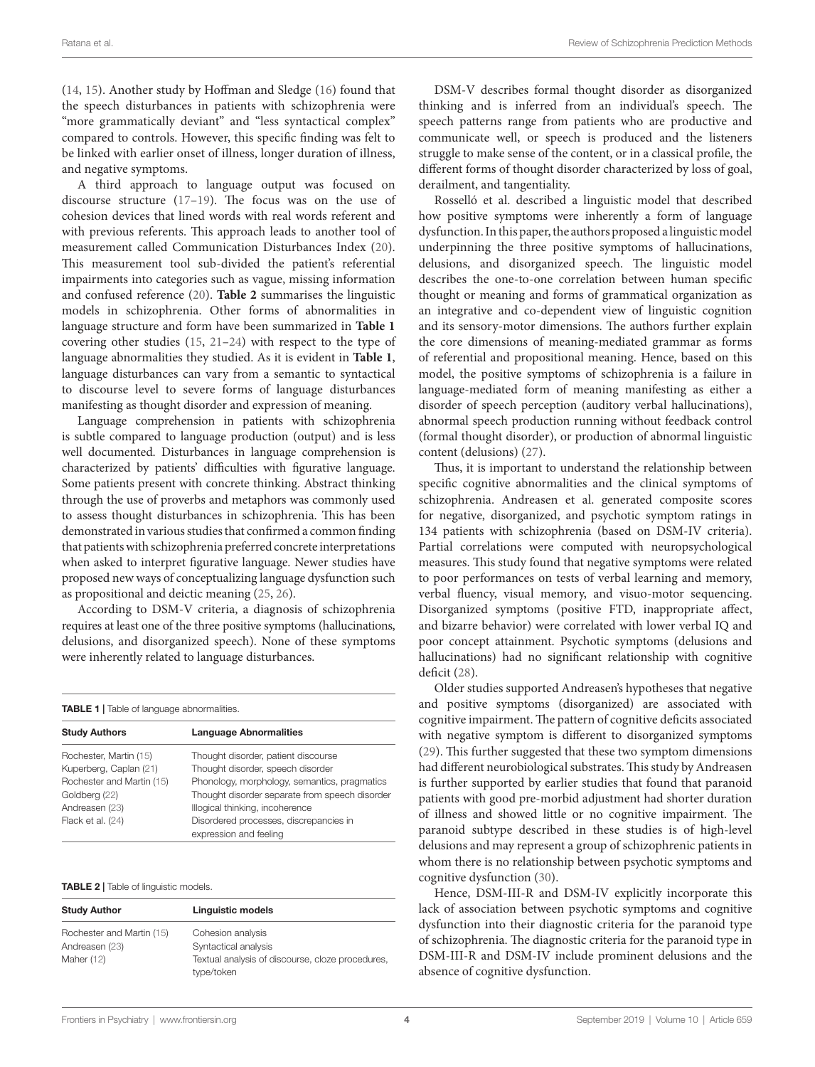(14, 15). Another study by Hoffman and Sledge (16) found that the speech disturbances in patients with schizophrenia were "more grammatically deviant" and "less syntactical complex" compared to controls. However, this specific finding was felt to be linked with earlier onset of illness, longer duration of illness, and negative symptoms.

A third approach to language output was focused on discourse structure (17–19). The focus was on the use of cohesion devices that lined words with real words referent and with previous referents. This approach leads to another tool of measurement called Communication Disturbances Index (20). This measurement tool sub-divided the patient's referential impairments into categories such as vague, missing information and confused reference (20). **Table 2** summarises the linguistic models in schizophrenia. Other forms of abnormalities in language structure and form have been summarized in **Table 1** covering other studies (15, 21–24) with respect to the type of language abnormalities they studied. As it is evident in **Table 1**, language disturbances can vary from a semantic to syntactical to discourse level to severe forms of language disturbances manifesting as thought disorder and expression of meaning.

Language comprehension in patients with schizophrenia is subtle compared to language production (output) and is less well documented. Disturbances in language comprehension is characterized by patients' difficulties with figurative language. Some patients present with concrete thinking. Abstract thinking through the use of proverbs and metaphors was commonly used to assess thought disturbances in schizophrenia. This has been demonstrated in various studies that confirmed a common finding that patients with schizophrenia preferred concrete interpretations when asked to interpret figurative language. Newer studies have proposed new ways of conceptualizing language dysfunction such as propositional and deictic meaning (25, 26).

According to DSM-V criteria, a diagnosis of schizophrenia requires at least one of the three positive symptoms (hallucinations, delusions, and disorganized speech). None of these symptoms were inherently related to language disturbances.

**TABLE 1 |** Table of language abnormalities.

| Study Authors | Language Abnormalities |
|---|---|
| Rochester, Martin (15) | Thought disorder, patient discourse |
| Kuperberg, Caplan (21) | Thought disorder, speech disorder |
| Rochester and Martin (15) | Phonology, morphology, semantics, pragmatics |
| Goldberg (22) | Thought disorder separate from speech disorder |
| Andreasen (23) | Illogical thinking, incoherence |
| Flack et al. (24) | Disordered processes, discrepancies in expression and feeling |

**TABLE 2 |** Table of linguistic models.

| Study Author | Linguistic models |
|---|---|
| Rochester and Martin (15) | Cohesion analysis |
| Andreasen (23) | Syntactical analysis |
| Maher (12) | Textual analysis of discourse, cloze procedures, type/token |

DSM-V describes formal thought disorder as disorganized thinking and is inferred from an individual's speech. The speech patterns range from patients who are productive and communicate well, or speech is produced and the listeners struggle to make sense of the content, or in a classical profile, the different forms of thought disorder characterized by loss of goal, derailment, and tangentiality.

Rosselló et al. described a linguistic model that described how positive symptoms were inherently a form of language dysfunction. In this paper, the authors proposed a linguistic model underpinning the three positive symptoms of hallucinations, delusions, and disorganized speech. The linguistic model describes the one-to-one correlation between human specific thought or meaning and forms of grammatical organization as an integrative and co-dependent view of linguistic cognition and its sensory-motor dimensions. The authors further explain the core dimensions of meaning-mediated grammar as forms of referential and propositional meaning. Hence, based on this model, the positive symptoms of schizophrenia is a failure in language-mediated form of meaning manifesting as either a disorder of speech perception (auditory verbal hallucinations), abnormal speech production running without feedback control (formal thought disorder), or production of abnormal linguistic content (delusions) (27).

Thus, it is important to understand the relationship between specific cognitive abnormalities and the clinical symptoms of schizophrenia. Andreasen et al. generated composite scores for negative, disorganized, and psychotic symptom ratings in 134 patients with schizophrenia (based on DSM-IV criteria). Partial correlations were computed with neuropsychological measures. This study found that negative symptoms were related to poor performances on tests of verbal learning and memory, verbal fluency, visual memory, and visuo-motor sequencing. Disorganized symptoms (positive FTD, inappropriate affect, and bizarre behavior) were correlated with lower verbal IQ and poor concept attainment. Psychotic symptoms (delusions and hallucinations) had no significant relationship with cognitive deficit (28).

Older studies supported Andreasen's hypotheses that negative and positive symptoms (disorganized) are associated with cognitive impairment. The pattern of cognitive deficits associated with negative symptom is different to disorganized symptoms (29). This further suggested that these two symptom dimensions had different neurobiological substrates. This study by Andreasen is further supported by earlier studies that found that paranoid patients with good pre-morbid adjustment had shorter duration of illness and showed little or no cognitive impairment. The paranoid subtype described in these studies is of high-level delusions and may represent a group of schizophrenic patients in whom there is no relationship between psychotic symptoms and cognitive dysfunction (30).

Hence, DSM-III-R and DSM-IV explicitly incorporate this lack of association between psychotic symptoms and cognitive dysfunction into their diagnostic criteria for the paranoid type of schizophrenia. The diagnostic criteria for the paranoid type in DSM-III-R and DSM-IV include prominent delusions and the absence of cognitive dysfunction.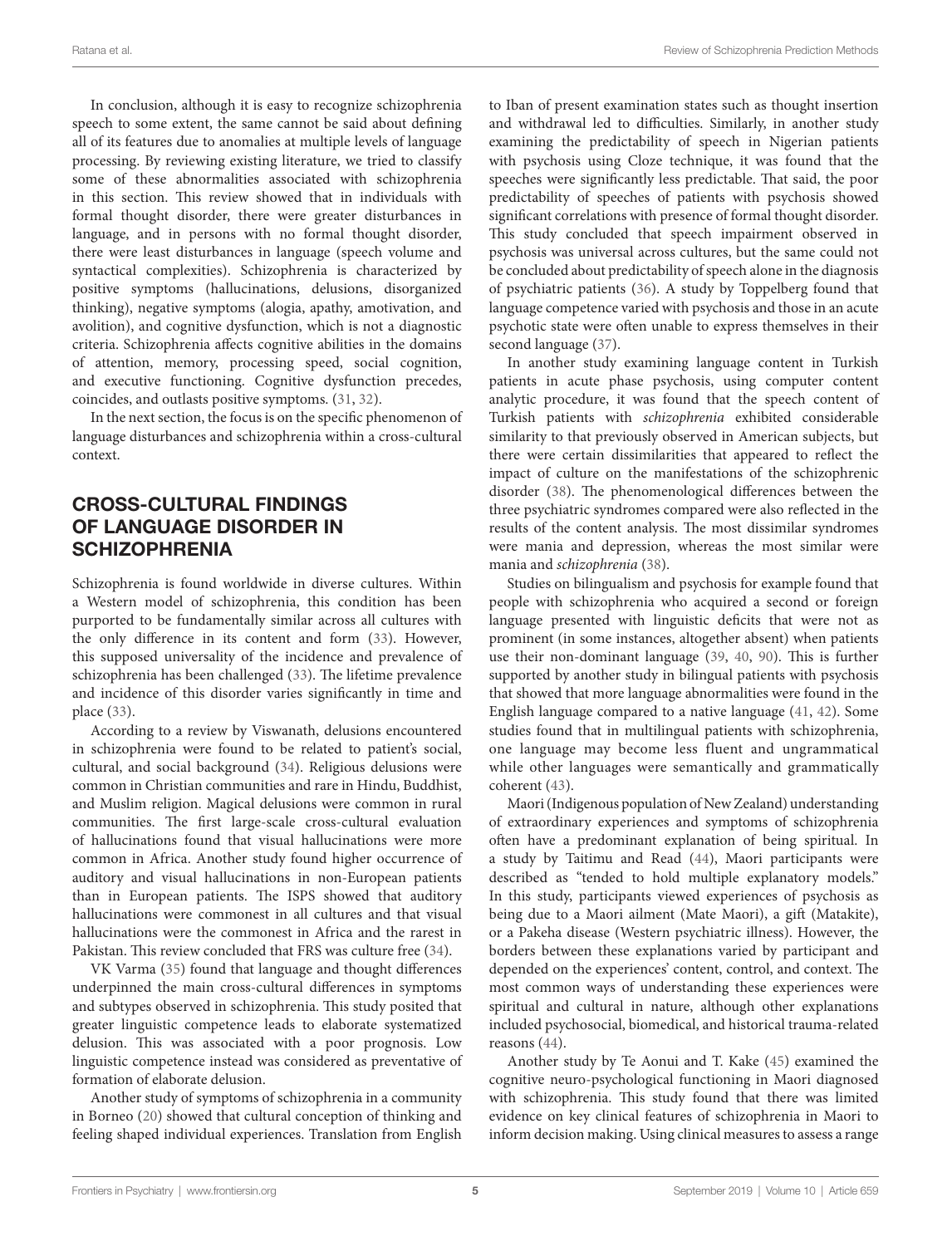In conclusion, although it is easy to recognize schizophrenia speech to some extent, the same cannot be said about defining all of its features due to anomalies at multiple levels of language processing. By reviewing existing literature, we tried to classify some of these abnormalities associated with schizophrenia in this section. This review showed that in individuals with formal thought disorder, there were greater disturbances in language, and in persons with no formal thought disorder, there were least disturbances in language (speech volume and syntactical complexities). Schizophrenia is characterized by positive symptoms (hallucinations, delusions, disorganized thinking), negative symptoms (alogia, apathy, amotivation, and avolition), and cognitive dysfunction, which is not a diagnostic criteria. Schizophrenia affects cognitive abilities in the domains of attention, memory, processing speed, social cognition, and executive functioning. Cognitive dysfunction precedes, coincides, and outlasts positive symptoms. (31, 32).

In the next section, the focus is on the specific phenomenon of language disturbances and schizophrenia within a cross-cultural context.

## CROSS-CULTURAL FINDINGS OF LANGUAGE DISORDER IN SCHIZOPHRENIA

Schizophrenia is found worldwide in diverse cultures. Within a Western model of schizophrenia, this condition has been purported to be fundamentally similar across all cultures with the only difference in its content and form (33). However, this supposed universality of the incidence and prevalence of schizophrenia has been challenged (33). The lifetime prevalence and incidence of this disorder varies significantly in time and place (33).

According to a review by Viswanath, delusions encountered in schizophrenia were found to be related to patient's social, cultural, and social background (34). Religious delusions were common in Christian communities and rare in Hindu, Buddhist, and Muslim religion. Magical delusions were common in rural communities. The first large-scale cross-cultural evaluation of hallucinations found that visual hallucinations were more common in Africa. Another study found higher occurrence of auditory and visual hallucinations in non-European patients than in European patients. The ISPS showed that auditory hallucinations were commonest in all cultures and that visual hallucinations were the commonest in Africa and the rarest in Pakistan. This review concluded that FRS was culture free (34).

VK Varma (35) found that language and thought differences underpinned the main cross-cultural differences in symptoms and subtypes observed in schizophrenia. This study posited that greater linguistic competence leads to elaborate systematized delusion. This was associated with a poor prognosis. Low linguistic competence instead was considered as preventative of formation of elaborate delusion.

Another study of symptoms of schizophrenia in a community in Borneo (20) showed that cultural conception of thinking and feeling shaped individual experiences. Translation from English to Iban of present examination states such as thought insertion and withdrawal led to difficulties. Similarly, in another study examining the predictability of speech in Nigerian patients with psychosis using Cloze technique, it was found that the speeches were significantly less predictable. That said, the poor predictability of speeches of patients with psychosis showed significant correlations with presence of formal thought disorder. This study concluded that speech impairment observed in psychosis was universal across cultures, but the same could not be concluded about predictability of speech alone in the diagnosis of psychiatric patients (36). A study by Toppelberg found that language competence varied with psychosis and those in an acute psychotic state were often unable to express themselves in their second language (37).

In another study examining language content in Turkish patients in acute phase psychosis, using computer content analytic procedure, it was found that the speech content of Turkish patients with *schizophrenia* exhibited considerable similarity to that previously observed in American subjects, but there were certain dissimilarities that appeared to reflect the impact of culture on the manifestations of the schizophrenic disorder (38). The phenomenological differences between the three psychiatric syndromes compared were also reflected in the results of the content analysis. The most dissimilar syndromes were mania and depression, whereas the most similar were mania and *schizophrenia* (38).

Studies on bilingualism and psychosis for example found that people with schizophrenia who acquired a second or foreign language presented with linguistic deficits that were not as prominent (in some instances, altogether absent) when patients use their non-dominant language (39, 40, 90). This is further supported by another study in bilingual patients with psychosis that showed that more language abnormalities were found in the English language compared to a native language (41, 42). Some studies found that in multilingual patients with schizophrenia, one language may become less fluent and ungrammatical while other languages were semantically and grammatically coherent (43).

Maori (Indigenous population of New Zealand) understanding of extraordinary experiences and symptoms of schizophrenia often have a predominant explanation of being spiritual. In a study by Taitimu and Read (44), Maori participants were described as "tended to hold multiple explanatory models." In this study, participants viewed experiences of psychosis as being due to a Maori ailment (Mate Maori), a gift (Matakite), or a Pakeha disease (Western psychiatric illness). However, the borders between these explanations varied by participant and depended on the experiences' content, control, and context. The most common ways of understanding these experiences were spiritual and cultural in nature, although other explanations included psychosocial, biomedical, and historical trauma-related reasons (44).

Another study by Te Aonui and T. Kake (45) examined the cognitive neuro-psychological functioning in Maori diagnosed with schizophrenia. This study found that there was limited evidence on key clinical features of schizophrenia in Maori to inform decision making. Using clinical measures to assess a range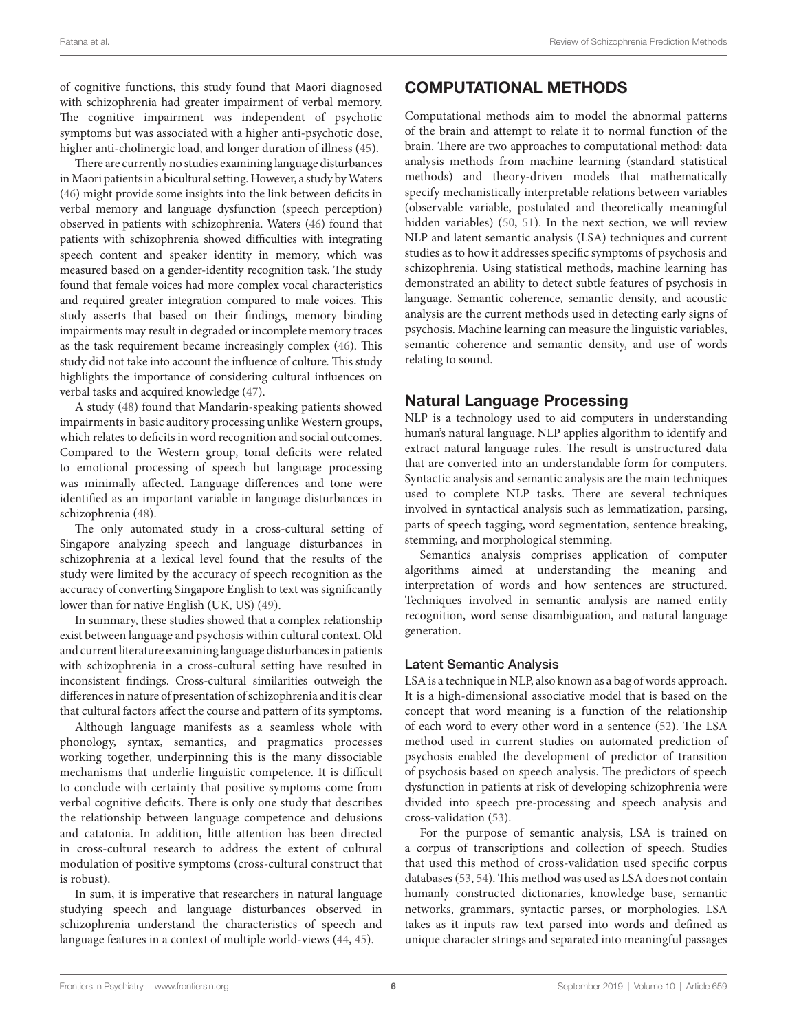of cognitive functions, this study found that Maori diagnosed with schizophrenia had greater impairment of verbal memory. The cognitive impairment was independent of psychotic symptoms but was associated with a higher anti-psychotic dose, higher anti-cholinergic load, and longer duration of illness (45).

There are currently no studies examining language disturbances in Maori patients in a bicultural setting. However, a study by Waters (46) might provide some insights into the link between deficits in verbal memory and language dysfunction (speech perception) observed in patients with schizophrenia. Waters (46) found that patients with schizophrenia showed difficulties with integrating speech content and speaker identity in memory, which was measured based on a gender-identity recognition task. The study found that female voices had more complex vocal characteristics and required greater integration compared to male voices. This study asserts that based on their findings, memory binding impairments may result in degraded or incomplete memory traces as the task requirement became increasingly complex (46). This study did not take into account the influence of culture. This study highlights the importance of considering cultural influences on verbal tasks and acquired knowledge (47).

A study (48) found that Mandarin-speaking patients showed impairments in basic auditory processing unlike Western groups, which relates to deficits in word recognition and social outcomes. Compared to the Western group, tonal deficits were related to emotional processing of speech but language processing was minimally affected. Language differences and tone were identified as an important variable in language disturbances in schizophrenia (48).

The only automated study in a cross-cultural setting of Singapore analyzing speech and language disturbances in schizophrenia at a lexical level found that the results of the study were limited by the accuracy of speech recognition as the accuracy of converting Singapore English to text was significantly lower than for native English (UK, US) (49).

In summary, these studies showed that a complex relationship exist between language and psychosis within cultural context. Old and current literature examining language disturbances in patients with schizophrenia in a cross-cultural setting have resulted in inconsistent findings. Cross-cultural similarities outweigh the differences in nature of presentation of schizophrenia and it is clear that cultural factors affect the course and pattern of its symptoms.

Although language manifests as a seamless whole with phonology, syntax, semantics, and pragmatics processes working together, underpinning this is the many dissociable mechanisms that underlie linguistic competence. It is difficult to conclude with certainty that positive symptoms come from verbal cognitive deficits. There is only one study that describes the relationship between language competence and delusions and catatonia. In addition, little attention has been directed in cross-cultural research to address the extent of cultural modulation of positive symptoms (cross-cultural construct that is robust).

In sum, it is imperative that researchers in natural language studying speech and language disturbances observed in schizophrenia understand the characteristics of speech and language features in a context of multiple world-views (44, 45).

## COMPUTATIONAL METHODS

Computational methods aim to model the abnormal patterns of the brain and attempt to relate it to normal function of the brain. There are two approaches to computational method: data analysis methods from machine learning (standard statistical methods) and theory-driven models that mathematically specify mechanistically interpretable relations between variables (observable variable, postulated and theoretically meaningful hidden variables) (50, 51). In the next section, we will review NLP and latent semantic analysis (LSA) techniques and current studies as to how it addresses specific symptoms of psychosis and schizophrenia. Using statistical methods, machine learning has demonstrated an ability to detect subtle features of psychosis in language. Semantic coherence, semantic density, and acoustic analysis are the current methods used in detecting early signs of psychosis. Machine learning can measure the linguistic variables, semantic coherence and semantic density, and use of words relating to sound.

## Natural Language Processing

NLP is a technology used to aid computers in understanding human's natural language. NLP applies algorithm to identify and extract natural language rules. The result is unstructured data that are converted into an understandable form for computers. Syntactic analysis and semantic analysis are the main techniques used to complete NLP tasks. There are several techniques involved in syntactical analysis such as lemmatization, parsing, parts of speech tagging, word segmentation, sentence breaking, stemming, and morphological stemming.

Semantics analysis comprises application of computer algorithms aimed at understanding the meaning and interpretation of words and how sentences are structured. Techniques involved in semantic analysis are named entity recognition, word sense disambiguation, and natural language generation.

### Latent Semantic Analysis

LSA is a technique in NLP, also known as a bag of words approach. It is a high-dimensional associative model that is based on the concept that word meaning is a function of the relationship of each word to every other word in a sentence (52). The LSA method used in current studies on automated prediction of psychosis enabled the development of predictor of transition of psychosis based on speech analysis. The predictors of speech dysfunction in patients at risk of developing schizophrenia were divided into speech pre-processing and speech analysis and cross-validation (53).

For the purpose of semantic analysis, LSA is trained on a corpus of transcriptions and collection of speech. Studies that used this method of cross-validation used specific corpus databases (53, 54). This method was used as LSA does not contain humanly constructed dictionaries, knowledge base, semantic networks, grammars, syntactic parses, or morphologies. LSA takes as it inputs raw text parsed into words and defined as unique character strings and separated into meaningful passages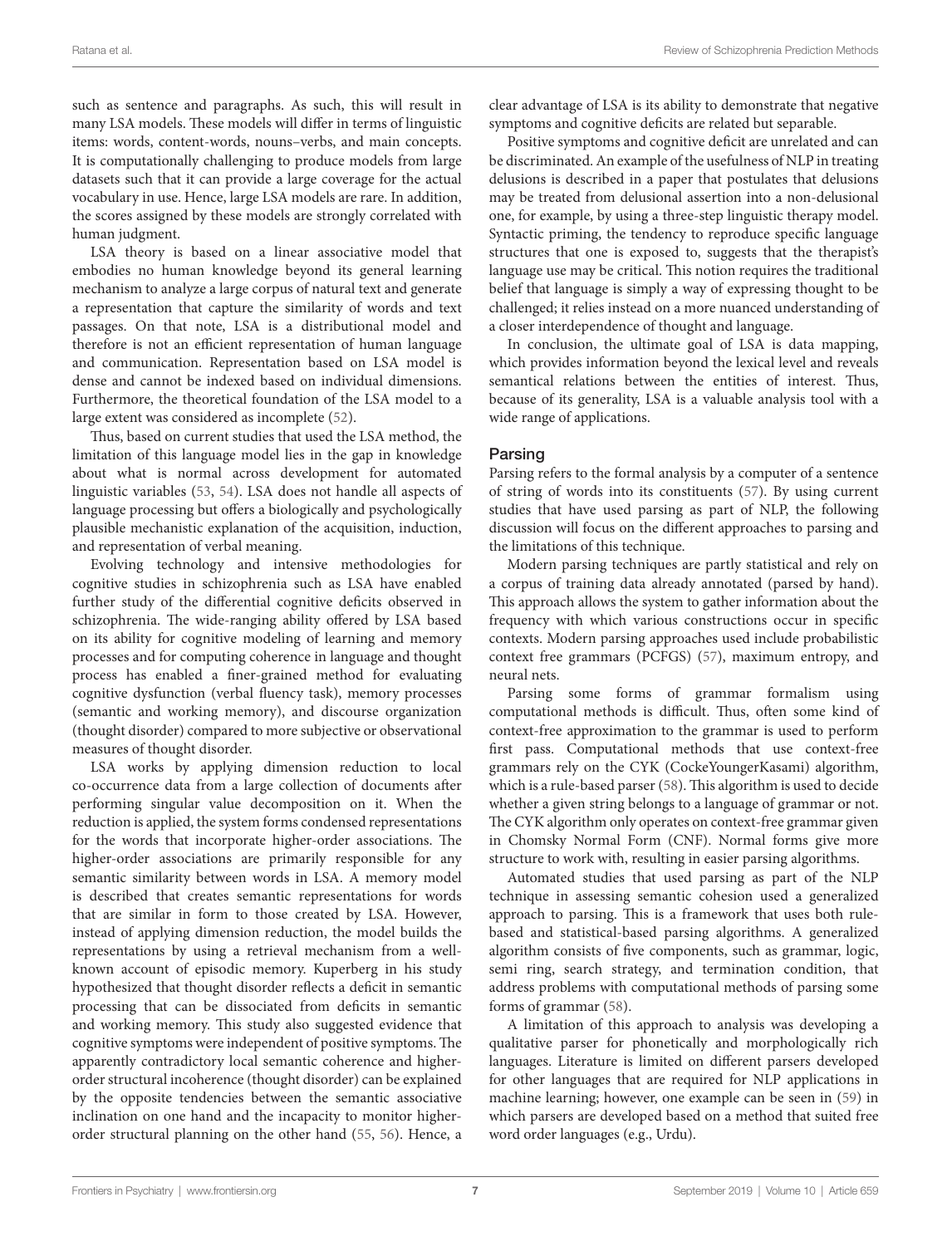such as sentence and paragraphs. As such, this will result in many LSA models. These models will differ in terms of linguistic items: words, content-words, nouns–verbs, and main concepts. It is computationally challenging to produce models from large datasets such that it can provide a large coverage for the actual vocabulary in use. Hence, large LSA models are rare. In addition, the scores assigned by these models are strongly correlated with human judgment.

LSA theory is based on a linear associative model that embodies no human knowledge beyond its general learning mechanism to analyze a large corpus of natural text and generate a representation that capture the similarity of words and text passages. On that note, LSA is a distributional model and therefore is not an efficient representation of human language and communication. Representation based on LSA model is dense and cannot be indexed based on individual dimensions. Furthermore, the theoretical foundation of the LSA model to a large extent was considered as incomplete (52).

Thus, based on current studies that used the LSA method, the limitation of this language model lies in the gap in knowledge about what is normal across development for automated linguistic variables (53, 54). LSA does not handle all aspects of language processing but offers a biologically and psychologically plausible mechanistic explanation of the acquisition, induction, and representation of verbal meaning.

Evolving technology and intensive methodologies for cognitive studies in schizophrenia such as LSA have enabled further study of the differential cognitive deficits observed in schizophrenia. The wide-ranging ability offered by LSA based on its ability for cognitive modeling of learning and memory processes and for computing coherence in language and thought process has enabled a finer-grained method for evaluating cognitive dysfunction (verbal fluency task), memory processes (semantic and working memory), and discourse organization (thought disorder) compared to more subjective or observational measures of thought disorder.

LSA works by applying dimension reduction to local co-occurrence data from a large collection of documents after performing singular value decomposition on it. When the reduction is applied, the system forms condensed representations for the words that incorporate higher-order associations. The higher-order associations are primarily responsible for any semantic similarity between words in LSA. A memory model is described that creates semantic representations for words that are similar in form to those created by LSA. However, instead of applying dimension reduction, the model builds the representations by using a retrieval mechanism from a well-known account of episodic memory. Kuperberg in his study hypothesized that thought disorder reflects a deficit in semantic processing that can be dissociated from deficits in semantic and working memory. This study also suggested evidence that cognitive symptoms were independent of positive symptoms. The apparently contradictory local semantic coherence and higher-order structural incoherence (thought disorder) can be explained by the opposite tendencies between the semantic associative inclination on one hand and the incapacity to monitor higher-order structural planning on the other hand (55, 56). Hence, a clear advantage of LSA is its ability to demonstrate that negative symptoms and cognitive deficits are related but separable.

Positive symptoms and cognitive deficit are unrelated and can be discriminated. An example of the usefulness of NLP in treating delusions is described in a paper that postulates that delusions may be treated from delusional assertion into a non-delusional one, for example, by using a three-step linguistic therapy model. Syntactic priming, the tendency to reproduce specific language structures that one is exposed to, suggests that the therapist's language use may be critical. This notion requires the traditional belief that language is simply a way of expressing thought to be challenged; it relies instead on a more nuanced understanding of a closer interdependence of thought and language.

In conclusion, the ultimate goal of LSA is data mapping, which provides information beyond the lexical level and reveals semantical relations between the entities of interest. Thus, because of its generality, LSA is a valuable analysis tool with a wide range of applications.

## Parsing

Parsing refers to the formal analysis by a computer of a sentence of string of words into its constituents (57). By using current studies that have used parsing as part of NLP, the following discussion will focus on the different approaches to parsing and the limitations of this technique.

Modern parsing techniques are partly statistical and rely on a corpus of training data already annotated (parsed by hand). This approach allows the system to gather information about the frequency with which various constructions occur in specific contexts. Modern parsing approaches used include probabilistic context free grammars (PCFGS) (57), maximum entropy, and neural nets.

Parsing some forms of grammar formalism using computational methods is difficult. Thus, often some kind of context-free approximation to the grammar is used to perform first pass. Computational methods that use context-free grammars rely on the CYK (CockeYoungerKasami) algorithm, which is a rule-based parser (58). This algorithm is used to decide whether a given string belongs to a language of grammar or not. The CYK algorithm only operates on context-free grammar given in Chomsky Normal Form (CNF). Normal forms give more structure to work with, resulting in easier parsing algorithms.

Automated studies that used parsing as part of the NLP technique in assessing semantic cohesion used a generalized approach to parsing. This is a framework that uses both rule-based and statistical-based parsing algorithms. A generalized algorithm consists of five components, such as grammar, logic, semi ring, search strategy, and termination condition, that address problems with computational methods of parsing some forms of grammar (58).

A limitation of this approach to analysis was developing a qualitative parser for phonetically and morphologically rich languages. Literature is limited on different parsers developed for other languages that are required for NLP applications in machine learning; however, one example can be seen in (59) in which parsers are developed based on a method that suited free word order languages (e.g., Urdu).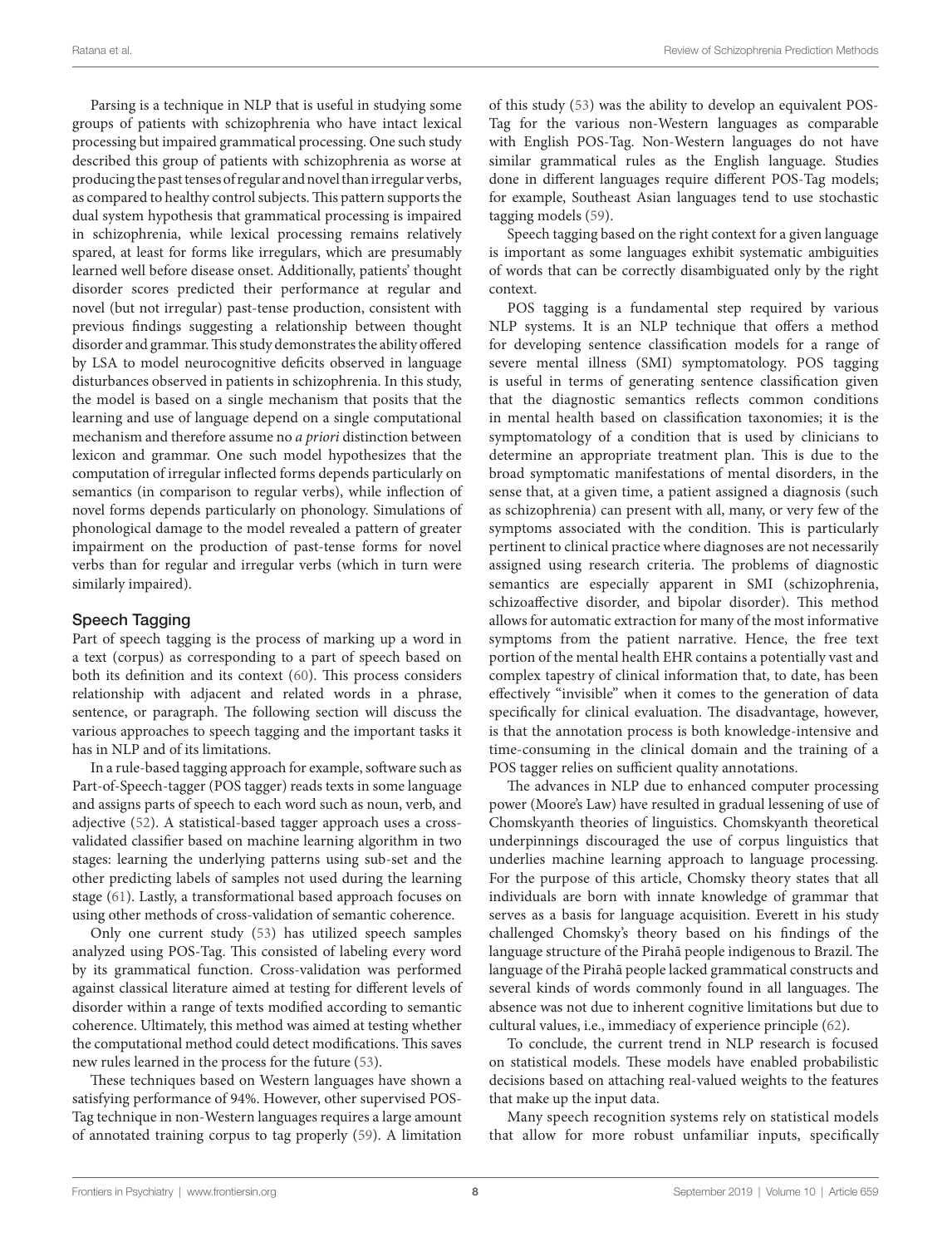Parsing is a technique in NLP that is useful in studying some groups of patients with schizophrenia who have intact lexical processing but impaired grammatical processing. One such study described this group of patients with schizophrenia as worse at producing the past tenses of regular and novel than irregular verbs, as compared to healthy control subjects. This pattern supports the dual system hypothesis that grammatical processing is impaired in schizophrenia, while lexical processing remains relatively spared, at least for forms like irregulars, which are presumably learned well before disease onset. Additionally, patients' thought disorder scores predicted their performance at regular and novel (but not irregular) past-tense production, consistent with previous findings suggesting a relationship between thought disorder and grammar. This study demonstrates the ability offered by LSA to model neurocognitive deficits observed in language disturbances observed in patients in schizophrenia. In this study, the model is based on a single mechanism that posits that the learning and use of language depend on a single computational mechanism and therefore assume no *a priori* distinction between lexicon and grammar. One such model hypothesizes that the computation of irregular inflected forms depends particularly on semantics (in comparison to regular verbs), while inflection of novel forms depends particularly on phonology. Simulations of phonological damage to the model revealed a pattern of greater impairment on the production of past-tense forms for novel verbs than for regular and irregular verbs (which in turn were similarly impaired).

## Speech Tagging

Part of speech tagging is the process of marking up a word in a text (corpus) as corresponding to a part of speech based on both its definition and its context (60). This process considers relationship with adjacent and related words in a phrase, sentence, or paragraph. The following section will discuss the various approaches to speech tagging and the important tasks it has in NLP and of its limitations.

In a rule-based tagging approach for example, software such as Part-of-Speech-tagger (POS tagger) reads texts in some language and assigns parts of speech to each word such as noun, verb, and adjective (52). A statistical-based tagger approach uses a cross-validated classifier based on machine learning algorithm in two stages: learning the underlying patterns using sub-set and the other predicting labels of samples not used during the learning stage (61). Lastly, a transformational based approach focuses on using other methods of cross-validation of semantic coherence.

Only one current study (53) has utilized speech samples analyzed using POS-Tag. This consisted of labeling every word by its grammatical function. Cross-validation was performed against classical literature aimed at testing for different levels of disorder within a range of texts modified according to semantic coherence. Ultimately, this method was aimed at testing whether the computational method could detect modifications. This saves new rules learned in the process for the future (53).

These techniques based on Western languages have shown a satisfying performance of 94%. However, other supervised POS-Tag technique in non-Western languages requires a large amount of annotated training corpus to tag properly (59). A limitation of this study (53) was the ability to develop an equivalent POS-Tag for the various non-Western languages as comparable with English POS-Tag. Non-Western languages do not have similar grammatical rules as the English language. Studies done in different languages require different POS-Tag models; for example, Southeast Asian languages tend to use stochastic tagging models (59).

Speech tagging based on the right context for a given language is important as some languages exhibit systematic ambiguities of words that can be correctly disambiguated only by the right context.

POS tagging is a fundamental step required by various NLP systems. It is an NLP technique that offers a method for developing sentence classification models for a range of severe mental illness (SMI) symptomatology. POS tagging is useful in terms of generating sentence classification given that the diagnostic semantics reflects common conditions in mental health based on classification taxonomies; it is the symptomatology of a condition that is used by clinicians to determine an appropriate treatment plan. This is due to the broad symptomatic manifestations of mental disorders, in the sense that, at a given time, a patient assigned a diagnosis (such as schizophrenia) can present with all, many, or very few of the symptoms associated with the condition. This is particularly pertinent to clinical practice where diagnoses are not necessarily assigned using research criteria. The problems of diagnostic semantics are especially apparent in SMI (schizophrenia, schizoaffective disorder, and bipolar disorder). This method allows for automatic extraction for many of the most informative symptoms from the patient narrative. Hence, the free text portion of the mental health EHR contains a potentially vast and complex tapestry of clinical information that, to date, has been effectively "invisible" when it comes to the generation of data specifically for clinical evaluation. The disadvantage, however, is that the annotation process is both knowledge-intensive and time-consuming in the clinical domain and the training of a POS tagger relies on sufficient quality annotations.

The advances in NLP due to enhanced computer processing power (Moore's Law) have resulted in gradual lessening of use of Chomskyanth theories of linguistics. Chomskyanth theoretical underpinnings discouraged the use of corpus linguistics that underlies machine learning approach to language processing. For the purpose of this article, Chomsky theory states that all individuals are born with innate knowledge of grammar that serves as a basis for language acquisition. Everett in his study challenged Chomsky's theory based on his findings of the language structure of the Pirahã people indigenous to Brazil. The language of the Pirahã people lacked grammatical constructs and several kinds of words commonly found in all languages. The absence was not due to inherent cognitive limitations but due to cultural values, i.e., immediacy of experience principle (62).

To conclude, the current trend in NLP research is focused on statistical models. These models have enabled probabilistic decisions based on attaching real-valued weights to the features that make up the input data.

Many speech recognition systems rely on statistical models that allow for more robust unfamiliar inputs, specifically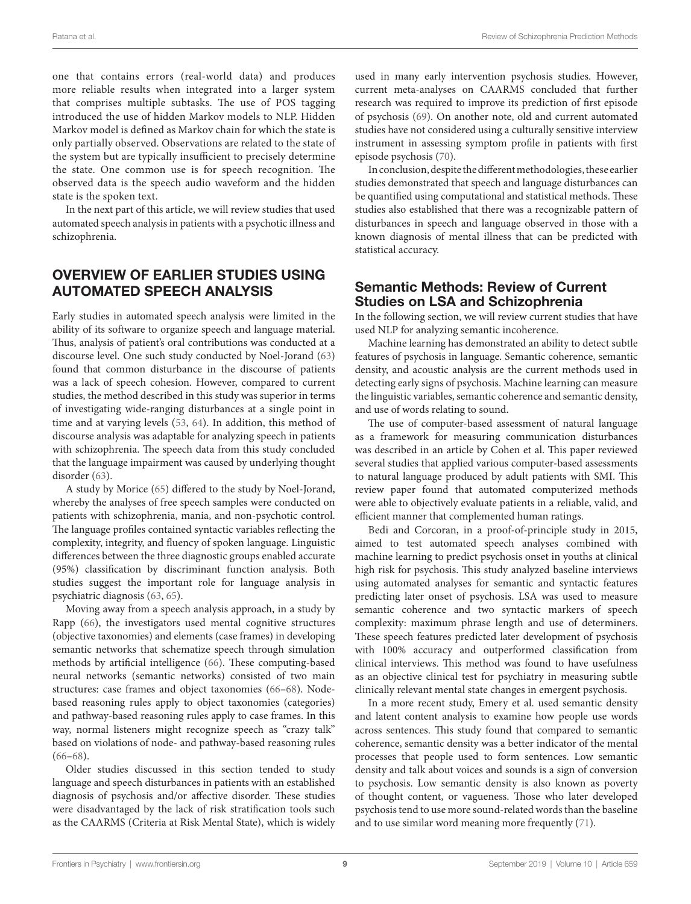one that contains errors (real-world data) and produces more reliable results when integrated into a larger system that comprises multiple subtasks. The use of POS tagging introduced the use of hidden Markov models to NLP. Hidden Markov model is defined as Markov chain for which the state is only partially observed. Observations are related to the state of the system but are typically insufficient to precisely determine the state. One common use is for speech recognition. The observed data is the speech audio waveform and the hidden state is the spoken text.

In the next part of this article, we will review studies that used automated speech analysis in patients with a psychotic illness and schizophrenia.

## OVERVIEW OF EARLIER STUDIES USING AUTOMATED SPEECH ANALYSIS

Early studies in automated speech analysis were limited in the ability of its software to organize speech and language material. Thus, analysis of patient's oral contributions was conducted at a discourse level. One such study conducted by Noel-Jorand (63) found that common disturbance in the discourse of patients was a lack of speech cohesion. However, compared to current studies, the method described in this study was superior in terms of investigating wide-ranging disturbances at a single point in time and at varying levels (53, 64). In addition, this method of discourse analysis was adaptable for analyzing speech in patients with schizophrenia. The speech data from this study concluded that the language impairment was caused by underlying thought disorder (63).

A study by Morice (65) differed to the study by Noel-Jorand, whereby the analyses of free speech samples were conducted on patients with schizophrenia, mania, and non-psychotic control. The language profiles contained syntactic variables reflecting the complexity, integrity, and fluency of spoken language. Linguistic differences between the three diagnostic groups enabled accurate (95%) classification by discriminant function analysis. Both studies suggest the important role for language analysis in psychiatric diagnosis (63, 65).

Moving away from a speech analysis approach, in a study by Rapp (66), the investigators used mental cognitive structures (objective taxonomies) and elements (case frames) in developing semantic networks that schematize speech through simulation methods by artificial intelligence (66). These computing-based neural networks (semantic networks) consisted of two main structures: case frames and object taxonomies (66–68). Node-based reasoning rules apply to object taxonomies (categories) and pathway-based reasoning rules apply to case frames. In this way, normal listeners might recognize speech as "crazy talk" based on violations of node- and pathway-based reasoning rules (66–68).

Older studies discussed in this section tended to study language and speech disturbances in patients with an established diagnosis of psychosis and/or affective disorder. These studies were disadvantaged by the lack of risk stratification tools such as the CAARMS (Criteria at Risk Mental State), which is widely used in many early intervention psychosis studies. However, current meta-analyses on CAARMS concluded that further research was required to improve its prediction of first episode of psychosis (69). On another note, old and current automated studies have not considered using a culturally sensitive interview instrument in assessing symptom profile in patients with first episode psychosis (70).

In conclusion, despite the different methodologies, these earlier studies demonstrated that speech and language disturbances can be quantified using computational and statistical methods. These studies also established that there was a recognizable pattern of disturbances in speech and language observed in those with a known diagnosis of mental illness that can be predicted with statistical accuracy.

### Semantic Methods: Review of Current Studies on LSA and Schizophrenia

In the following section, we will review current studies that have used NLP for analyzing semantic incoherence.

Machine learning has demonstrated an ability to detect subtle features of psychosis in language. Semantic coherence, semantic density, and acoustic analysis are the current methods used in detecting early signs of psychosis. Machine learning can measure the linguistic variables, semantic coherence and semantic density, and use of words relating to sound.

The use of computer-based assessment of natural language as a framework for measuring communication disturbances was described in an article by Cohen et al. This paper reviewed several studies that applied various computer-based assessments to natural language produced by adult patients with SMI. This review paper found that automated computerized methods were able to objectively evaluate patients in a reliable, valid, and efficient manner that complemented human ratings.

Bedi and Corcoran, in a proof-of-principle study in 2015, aimed to test automated speech analyses combined with machine learning to predict psychosis onset in youths at clinical high risk for psychosis. This study analyzed baseline interviews using automated analyses for semantic and syntactic features predicting later onset of psychosis. LSA was used to measure semantic coherence and two syntactic markers of speech complexity: maximum phrase length and use of determiners. These speech features predicted later development of psychosis with 100% accuracy and outperformed classification from clinical interviews. This method was found to have usefulness as an objective clinical test for psychiatry in measuring subtle clinically relevant mental state changes in emergent psychosis.

In a more recent study, Emery et al. used semantic density and latent content analysis to examine how people use words across sentences. This study found that compared to semantic coherence, semantic density was a better indicator of the mental processes that people used to form sentences. Low semantic density and talk about voices and sounds is a sign of conversion to psychosis. Low semantic density is also known as poverty of thought content, or vagueness. Those who later developed psychosis tend to use more sound-related words than the baseline and to use similar word meaning more frequently (71).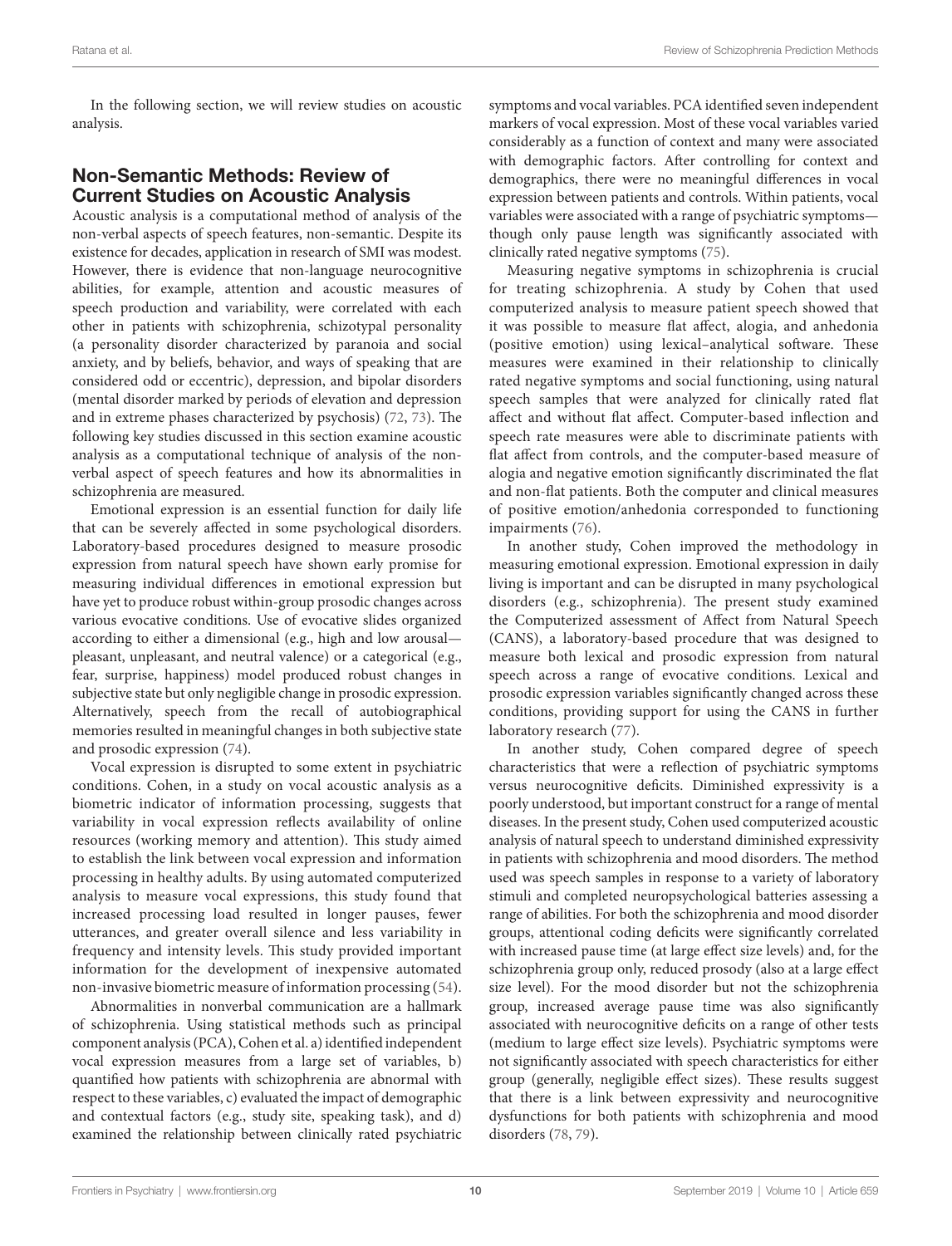In the following section, we will review studies on acoustic analysis.

## Non-Semantic Methods: Review of Current Studies on Acoustic Analysis

Acoustic analysis is a computational method of analysis of the non-verbal aspects of speech features, non-semantic. Despite its existence for decades, application in research of SMI was modest. However, there is evidence that non-language neurocognitive abilities, for example, attention and acoustic measures of speech production and variability, were correlated with each other in patients with schizophrenia, schizotypal personality (a personality disorder characterized by paranoia and social anxiety, and by beliefs, behavior, and ways of speaking that are considered odd or eccentric), depression, and bipolar disorders (mental disorder marked by periods of elevation and depression and in extreme phases characterized by psychosis) (72, 73). The following key studies discussed in this section examine acoustic analysis as a computational technique of analysis of the non-verbal aspect of speech features and how its abnormalities in schizophrenia are measured.

Emotional expression is an essential function for daily life that can be severely affected in some psychological disorders. Laboratory-based procedures designed to measure prosodic expression from natural speech have shown early promise for measuring individual differences in emotional expression but have yet to produce robust within-group prosodic changes across various evocative conditions. Use of evocative slides organized according to either a dimensional (e.g., high and low arousal—pleasant, unpleasant, and neutral valence) or a categorical (e.g., fear, surprise, happiness) model produced robust changes in subjective state but only negligible change in prosodic expression. Alternatively, speech from the recall of autobiographical memories resulted in meaningful changes in both subjective state and prosodic expression (74).

Vocal expression is disrupted to some extent in psychiatric conditions. Cohen, in a study on vocal acoustic analysis as a biometric indicator of information processing, suggests that variability in vocal expression reflects availability of online resources (working memory and attention). This study aimed to establish the link between vocal expression and information processing in healthy adults. By using automated computerized analysis to measure vocal expressions, this study found that increased processing load resulted in longer pauses, fewer utterances, and greater overall silence and less variability in frequency and intensity levels. This study provided important information for the development of inexpensive automated non-invasive biometric measure of information processing (54).

Abnormalities in nonverbal communication are a hallmark of schizophrenia. Using statistical methods such as principal component analysis (PCA), Cohen et al. a) identified independent vocal expression measures from a large set of variables, b) quantified how patients with schizophrenia are abnormal with respect to these variables, c) evaluated the impact of demographic and contextual factors (e.g., study site, speaking task), and d) examined the relationship between clinically rated psychiatric symptoms and vocal variables. PCA identified seven independent markers of vocal expression. Most of these vocal variables varied considerably as a function of context and many were associated with demographic factors. After controlling for context and demographics, there were no meaningful differences in vocal expression between patients and controls. Within patients, vocal variables were associated with a range of psychiatric symptoms—though only pause length was significantly associated with clinically rated negative symptoms (75).

Measuring negative symptoms in schizophrenia is crucial for treating schizophrenia. A study by Cohen that used computerized analysis to measure patient speech showed that it was possible to measure flat affect, alogia, and anhedonia (positive emotion) using lexical–analytical software. These measures were examined in their relationship to clinically rated negative symptoms and social functioning, using natural speech samples that were analyzed for clinically rated flat affect and without flat affect. Computer-based inflection and speech rate measures were able to discriminate patients with flat affect from controls, and the computer-based measure of alogia and negative emotion significantly discriminated the flat and non-flat patients. Both the computer and clinical measures of positive emotion/anhedonia corresponded to functioning impairments (76).

In another study, Cohen improved the methodology in measuring emotional expression. Emotional expression in daily living is important and can be disrupted in many psychological disorders (e.g., schizophrenia). The present study examined the Computerized assessment of Affect from Natural Speech (CANS), a laboratory-based procedure that was designed to measure both lexical and prosodic expression from natural speech across a range of evocative conditions. Lexical and prosodic expression variables significantly changed across these conditions, providing support for using the CANS in further laboratory research (77).

In another study, Cohen compared degree of speech characteristics that were a reflection of psychiatric symptoms versus neurocognitive deficits. Diminished expressivity is a poorly understood, but important construct for a range of mental diseases. In the present study, Cohen used computerized acoustic analysis of natural speech to understand diminished expressivity in patients with schizophrenia and mood disorders. The method used was speech samples in response to a variety of laboratory stimuli and completed neuropsychological batteries assessing a range of abilities. For both the schizophrenia and mood disorder groups, attentional coding deficits were significantly correlated with increased pause time (at large effect size levels) and, for the schizophrenia group only, reduced prosody (also at a large effect size level). For the mood disorder but not the schizophrenia group, increased average pause time was also significantly associated with neurocognitive deficits on a range of other tests (medium to large effect size levels). Psychiatric symptoms were not significantly associated with speech characteristics for either group (generally, negligible effect sizes). These results suggest that there is a link between expressivity and neurocognitive dysfunctions for both patients with schizophrenia and mood disorders (78, 79).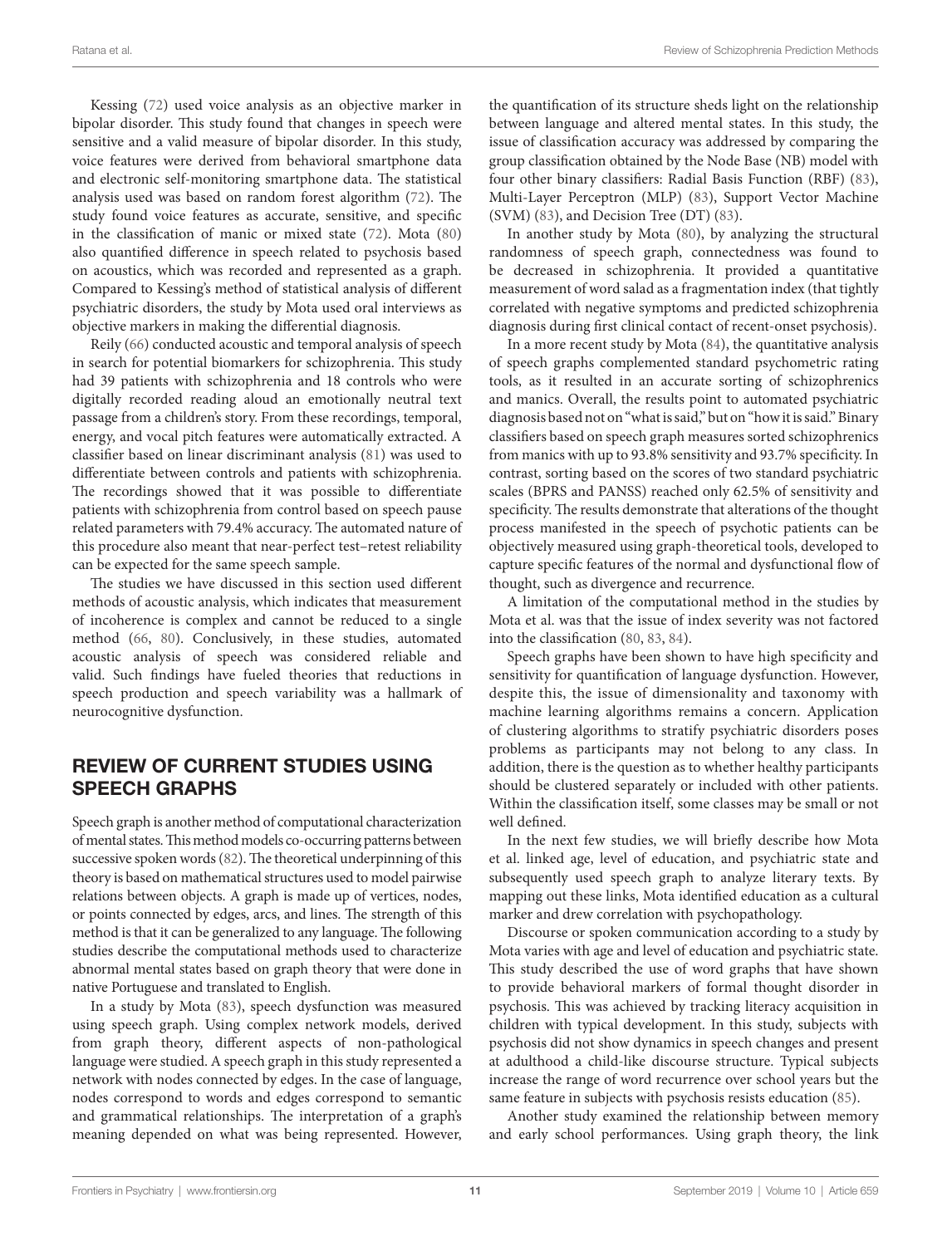Kessing (72) used voice analysis as an objective marker in bipolar disorder. This study found that changes in speech were sensitive and a valid measure of bipolar disorder. In this study, voice features were derived from behavioral smartphone data and electronic self-monitoring smartphone data. The statistical analysis used was based on random forest algorithm (72). The study found voice features as accurate, sensitive, and specific in the classification of manic or mixed state (72). Mota (80) also quantified difference in speech related to psychosis based on acoustics, which was recorded and represented as a graph. Compared to Kessing's method of statistical analysis of different psychiatric disorders, the study by Mota used oral interviews as objective markers in making the differential diagnosis.

Reily (66) conducted acoustic and temporal analysis of speech in search for potential biomarkers for schizophrenia. This study had 39 patients with schizophrenia and 18 controls who were digitally recorded reading aloud an emotionally neutral text passage from a children's story. From these recordings, temporal, energy, and vocal pitch features were automatically extracted. A classifier based on linear discriminant analysis (81) was used to differentiate between controls and patients with schizophrenia. The recordings showed that it was possible to differentiate patients with schizophrenia from control based on speech pause related parameters with 79.4% accuracy. The automated nature of this procedure also meant that near-perfect test–retest reliability can be expected for the same speech sample.

The studies we have discussed in this section used different methods of acoustic analysis, which indicates that measurement of incoherence is complex and cannot be reduced to a single method (66, 80). Conclusively, in these studies, automated acoustic analysis of speech was considered reliable and valid. Such findings have fueled theories that reductions in speech production and speech variability was a hallmark of neurocognitive dysfunction.

## REVIEW OF CURRENT STUDIES USING SPEECH GRAPHS

Speech graph is another method of computational characterization of mental states. This method models co-occurring patterns between successive spoken words (82). The theoretical underpinning of this theory is based on mathematical structures used to model pairwise relations between objects. A graph is made up of vertices, nodes, or points connected by edges, arcs, and lines. The strength of this method is that it can be generalized to any language. The following studies describe the computational methods used to characterize abnormal mental states based on graph theory that were done in native Portuguese and translated to English.

In a study by Mota (83), speech dysfunction was measured using speech graph. Using complex network models, derived from graph theory, different aspects of non-pathological language were studied. A speech graph in this study represented a network with nodes connected by edges. In the case of language, nodes correspond to words and edges correspond to semantic and grammatical relationships. The interpretation of a graph's meaning depended on what was being represented. However, the quantification of its structure sheds light on the relationship between language and altered mental states. In this study, the issue of classification accuracy was addressed by comparing the group classification obtained by the Node Base (NB) model with four other binary classifiers: Radial Basis Function (RBF) (83), Multi-Layer Perceptron (MLP) (83), Support Vector Machine (SVM) (83), and Decision Tree (DT) (83).

In another study by Mota (80), by analyzing the structural randomness of speech graph, connectedness was found to be decreased in schizophrenia. It provided a quantitative measurement of word salad as a fragmentation index (that tightly correlated with negative symptoms and predicted schizophrenia diagnosis during first clinical contact of recent-onset psychosis).

In a more recent study by Mota (84), the quantitative analysis of speech graphs complemented standard psychometric rating tools, as it resulted in an accurate sorting of schizophrenics and manics. Overall, the results point to automated psychiatric diagnosis based not on "what is said," but on "how it is said." Binary classifiers based on speech graph measures sorted schizophrenics from manics with up to 93.8% sensitivity and 93.7% specificity. In contrast, sorting based on the scores of two standard psychiatric scales (BPRS and PANSS) reached only 62.5% of sensitivity and specificity. The results demonstrate that alterations of the thought process manifested in the speech of psychotic patients can be objectively measured using graph-theoretical tools, developed to capture specific features of the normal and dysfunctional flow of thought, such as divergence and recurrence.

A limitation of the computational method in the studies by Mota et al. was that the issue of index severity was not factored into the classification (80, 83, 84).

Speech graphs have been shown to have high specificity and sensitivity for quantification of language dysfunction. However, despite this, the issue of dimensionality and taxonomy with machine learning algorithms remains a concern. Application of clustering algorithms to stratify psychiatric disorders poses problems as participants may not belong to any class. In addition, there is the question as to whether healthy participants should be clustered separately or included with other patients. Within the classification itself, some classes may be small or not well defined.

In the next few studies, we will briefly describe how Mota et al. linked age, level of education, and psychiatric state and subsequently used speech graph to analyze literary texts. By mapping out these links, Mota identified education as a cultural marker and drew correlation with psychopathology.

Discourse or spoken communication according to a study by Mota varies with age and level of education and psychiatric state. This study described the use of word graphs that have shown to provide behavioral markers of formal thought disorder in psychosis. This was achieved by tracking literacy acquisition in children with typical development. In this study, subjects with psychosis did not show dynamics in speech changes and present at adulthood a child-like discourse structure. Typical subjects increase the range of word recurrence over school years but the same feature in subjects with psychosis resists education (85).

Another study examined the relationship between memory and early school performances. Using graph theory, the link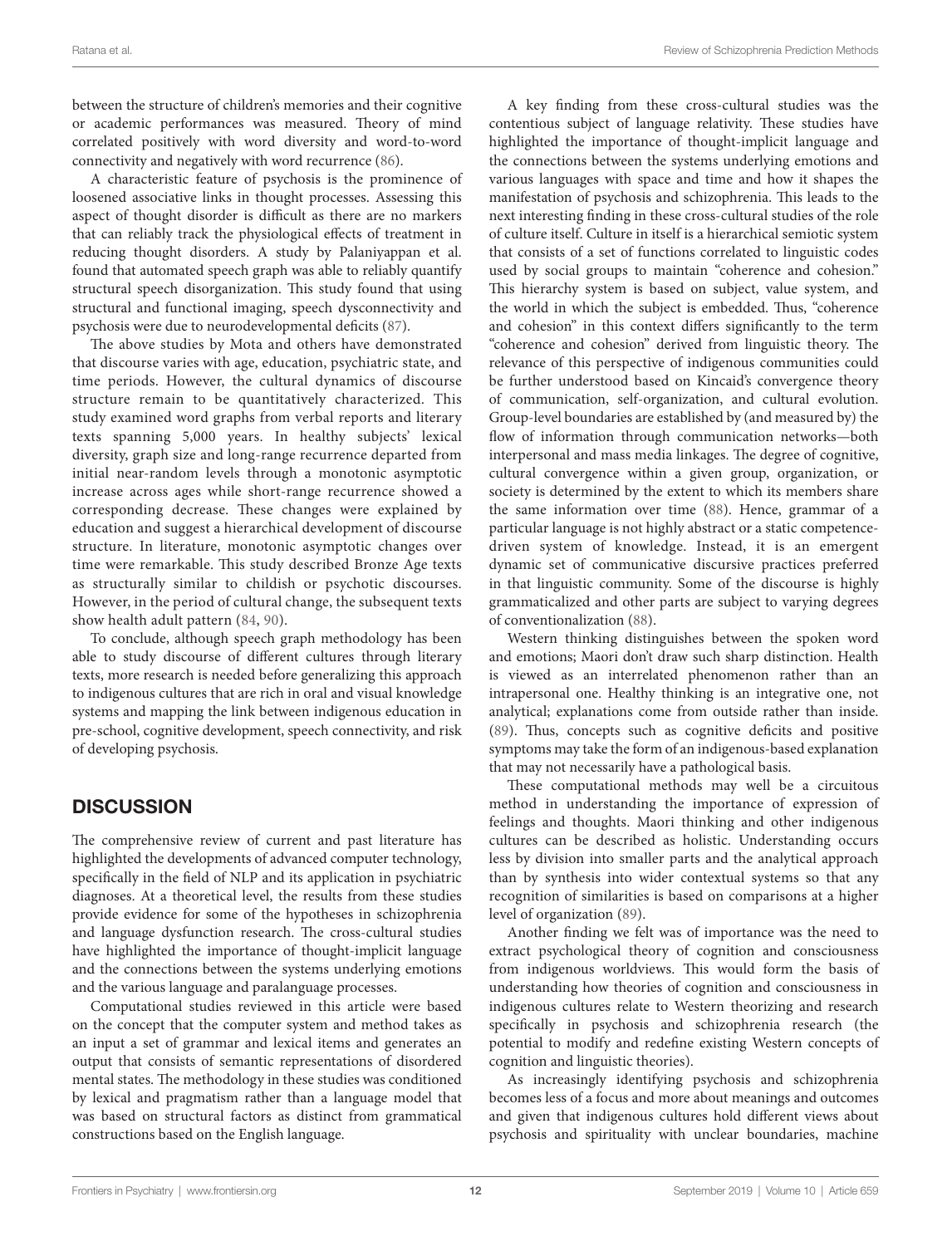between the structure of children's memories and their cognitive or academic performances was measured. Theory of mind correlated positively with word diversity and word-to-word connectivity and negatively with word recurrence (86).

A characteristic feature of psychosis is the prominence of loosened associative links in thought processes. Assessing this aspect of thought disorder is difficult as there are no markers that can reliably track the physiological effects of treatment in reducing thought disorders. A study by Palaniyappan et al. found that automated speech graph was able to reliably quantify structural speech disorganization. This study found that using structural and functional imaging, speech dysconnectivity and psychosis were due to neurodevelopmental deficits (87).

The above studies by Mota and others have demonstrated that discourse varies with age, education, psychiatric state, and time periods. However, the cultural dynamics of discourse structure remain to be quantitatively characterized. This study examined word graphs from verbal reports and literary texts spanning 5,000 years. In healthy subjects' lexical diversity, graph size and long-range recurrence departed from initial near-random levels through a monotonic asymptotic increase across ages while short-range recurrence showed a corresponding decrease. These changes were explained by education and suggest a hierarchical development of discourse structure. In literature, monotonic asymptotic changes over time were remarkable. This study described Bronze Age texts as structurally similar to childish or psychotic discourses. However, in the period of cultural change, the subsequent texts show health adult pattern (84, 90).

To conclude, although speech graph methodology has been able to study discourse of different cultures through literary texts, more research is needed before generalizing this approach to indigenous cultures that are rich in oral and visual knowledge systems and mapping the link between indigenous education in pre-school, cognitive development, speech connectivity, and risk of developing psychosis.

## DISCUSSION

The comprehensive review of current and past literature has highlighted the developments of advanced computer technology, specifically in the field of NLP and its application in psychiatric diagnoses. At a theoretical level, the results from these studies provide evidence for some of the hypotheses in schizophrenia and language dysfunction research. The cross-cultural studies have highlighted the importance of thought-implicit language and the connections between the systems underlying emotions and the various language and paralanguage processes.

Computational studies reviewed in this article were based on the concept that the computer system and method takes as an input a set of grammar and lexical items and generates an output that consists of semantic representations of disordered mental states. The methodology in these studies was conditioned by lexical and pragmatism rather than a language model that was based on structural factors as distinct from grammatical constructions based on the English language.

A key finding from these cross-cultural studies was the contentious subject of language relativity. These studies have highlighted the importance of thought-implicit language and the connections between the systems underlying emotions and various languages with space and time and how it shapes the manifestation of psychosis and schizophrenia. This leads to the next interesting finding in these cross-cultural studies of the role of culture itself. Culture in itself is a hierarchical semiotic system that consists of a set of functions correlated to linguistic codes used by social groups to maintain "coherence and cohesion." This hierarchy system is based on subject, value system, and the world in which the subject is embedded. Thus, "coherence and cohesion" in this context differs significantly to the term "coherence and cohesion" derived from linguistic theory. The relevance of this perspective of indigenous communities could be further understood based on Kincaid's convergence theory of communication, self-organization, and cultural evolution. Group-level boundaries are established by (and measured by) the flow of information through communication networks—both interpersonal and mass media linkages. The degree of cognitive, cultural convergence within a given group, organization, or society is determined by the extent to which its members share the same information over time (88). Hence, grammar of a particular language is not highly abstract or a static competence-driven system of knowledge. Instead, it is an emergent dynamic set of communicative discursive practices preferred in that linguistic community. Some of the discourse is highly grammaticalized and other parts are subject to varying degrees of conventionalization (88).

Western thinking distinguishes between the spoken word and emotions; Maori don't draw such sharp distinction. Health is viewed as an interrelated phenomenon rather than an intrapersonal one. Healthy thinking is an integrative one, not analytical; explanations come from outside rather than inside. (89). Thus, concepts such as cognitive deficits and positive symptoms may take the form of an indigenous-based explanation that may not necessarily have a pathological basis.

These computational methods may well be a circuitous method in understanding the importance of expression of feelings and thoughts. Maori thinking and other indigenous cultures can be described as holistic. Understanding occurs less by division into smaller parts and the analytical approach than by synthesis into wider contextual systems so that any recognition of similarities is based on comparisons at a higher level of organization (89).

Another finding we felt was of importance was the need to extract psychological theory of cognition and consciousness from indigenous worldviews. This would form the basis of understanding how theories of cognition and consciousness in indigenous cultures relate to Western theorizing and research specifically in psychosis and schizophrenia research (the potential to modify and redefine existing Western concepts of cognition and linguistic theories).

As increasingly identifying psychosis and schizophrenia becomes less of a focus and more about meanings and outcomes and given that indigenous cultures hold different views about psychosis and spirituality with unclear boundaries, machine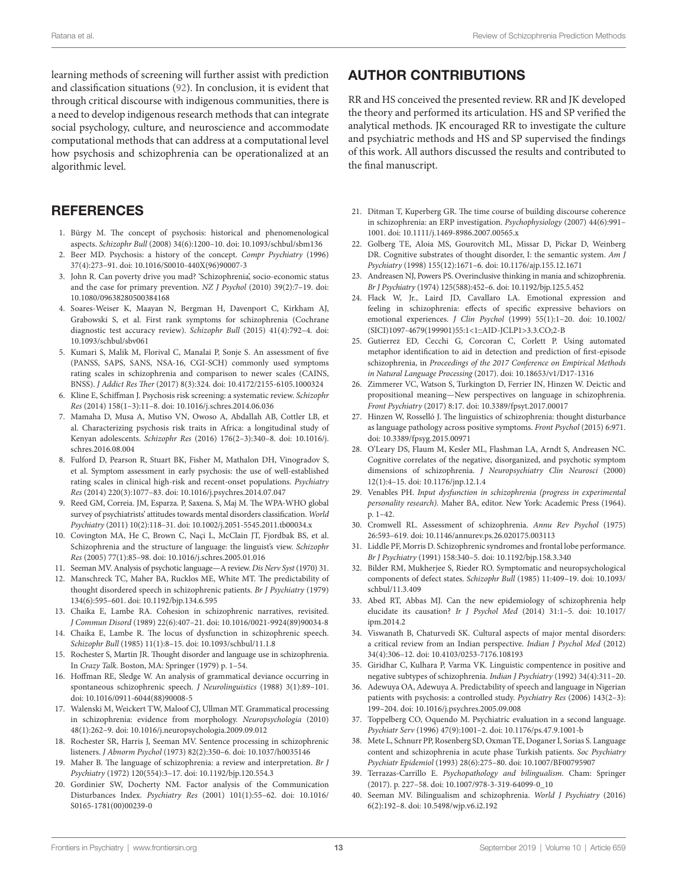learning methods of screening will further assist with prediction and classification situations (92). In conclusion, it is evident that through critical discourse with indigenous communities, there is a need to develop indigenous research methods that can integrate social psychology, culture, and neuroscience and accommodate computational methods that can address at a computational level how psychosis and schizophrenia can be operationalized at an algorithmic level.

## AUTHOR CONTRIBUTIONS

RR and HS conceived the presented review. RR and JK developed the theory and performed its articulation. HS and SP verified the analytical methods. JK encouraged RR to investigate the culture and psychiatric methods and HS and SP supervised the findings of this work. All authors discussed the results and contributed to the final manuscript.

## REFERENCES

1. Bürgy M. The concept of psychosis: historical and phenomenological aspects. *Schizophr Bull* (2008) 34(6):1200–10. doi: 10.1093/schbul/sbm136
2. Beer MD. Psychosis: a history of the concept. *Compr Psychiatry* (1996) 37(4):273–91. doi: 10.1016/S0010-440X(96)90007-3
3. John R. Can poverty drive you mad? 'Schizophrenia', socio-economic status and the case for primary prevention. *NZ J Psychol* (2010) 39(2):7–19. doi: 10.1080/09638280500384168
4. Soares-Weiser K, Maayan N, Bergman H, Davenport C, Kirkham AJ, Grabowski S, et al. First rank symptoms for schizophrenia (Cochrane diagnostic test accuracy review). *Schizophr Bull* (2015) 41(4):792–4. doi: 10.1093/schbul/sbv061
5. Kumari S, Malik M, Florival C, Manalai P, Sonje S. An assessment of five (PANSS, SAPS, SANS, NSA-16, CGI-SCH) commonly used symptoms rating scales in schizophrenia and comparison to newer scales (CAINS, BNSS). *J Addict Res Ther* (2017) 8(3):324. doi: 10.4172/2155-6105.1000324
6. Kline E, Schiffman J. Psychosis risk screening: a systematic review. *Schizophr Res* (2014) 158(1–3):11–8. doi: 10.1016/j.schres.2014.06.036
7. Mamaha D, Musa A, Mutiso VN, Owoso A, Abdallah AB, Cottler LB, et al. Characterizing psychosis risk traits in Africa: a longitudinal study of Kenyan adolescents. *Schizophr Res* (2016) 176(2–3):340–8. doi: 10.1016/j.schres.2016.08.004
8. Fulford D, Pearson R, Stuart BK, Fisher M, Mathalon DH, Vinogradov S, et al. Symptom assessment in early psychosis: the use of well-established rating scales in clinical high-risk and recent-onset populations. *Psychiatry Res* (2014) 220(3):1077–83. doi: 10.1016/j.psychres.2014.07.047
9. Reed GM, Correia. JM, Esparza. P, Saxena. S, Maj M. The WPA-WHO global survey of psychiatrists' attitudes towards mental disorders classification. *World Psychiatry* (2011) 10(2):118–31. doi: 10.1002/j.2051-5545.2011.tb00034.x
10. Covington MA, He C, Brown C, Naçi L, McClain JT, Fjordbak BS, et al. Schizophrenia and the structure of language: the linguist's view. *Schizophr Res* (2005) 77(1):85–98. doi: 10.1016/j.schres.2005.01.016
11. Seeman MV. Analysis of psychotic language—A review. *Dis Nerv Syst* (1970) 31.
12. Manschreck TC, Maher BA, Rucklos ME, White MT. The predictability of thought disordered speech in schizophrenic patients. *Br J Psychiatry* (1979) 134(6):595–601. doi: 10.1192/bjp.134.6.595
13. Chaika E, Lambe RA. Cohesion in schizophrenic narratives, revisited. *J Commun Disord* (1989) 22(6):407–21. doi: 10.1016/0021-9924(89)90034-8
14. Chaika E, Lambe R. The locus of dysfunction in schizophrenic speech. *Schizophr Bull* (1985) 11(1):8–15. doi: 10.1093/schbul/11.1.8
15. Rochester S, Martin JR. Thought disorder and language use in schizophrenia. In *Crazy Talk*. Boston, MA: Springer (1979) p. 1–54.
16. Hoffman RE, Sledge W. An analysis of grammatical deviance occurring in spontaneous schizophrenic speech. *J Neurolinguistics* (1988) 3(1):89–101. doi: 10.1016/0911-6044(88)90008-5
17. Walenski M, Weickert TW, Maloof CJ, Ullman MT. Grammatical processing in schizophrenia: evidence from morphology. *Neuropsychologia* (2010) 48(1):262–9. doi: 10.1016/j.neuropsychologia.2009.09.012
18. Rochester SR, Harris J, Seeman MV. Sentence processing in schizophrenic listeners. *J Abnorm Psychol* (1973) 82(2):350–6. doi: 10.1037/h0035146
19. Maher B. The language of schizophrenia: a review and interpretation. *Br J Psychiatry* (1972) 120(554):3–17. doi: 10.1192/bjp.120.554.3
20. Gordinier SW, Docherty NM. Factor analysis of the Communication Disturbances Index. *Psychiatry Res* (2001) 101(1):55–62. doi: 10.1016/S0165-1781(00)00239-0
21. Ditman T, Kuperberg GR. The time course of building discourse coherence in schizophrenia: an ERP investigation. *Psychophysiology* (2007) 44(6):991–1001. doi: 10.1111/j.1469-8986.2007.00565.x
22. Golberg TE, Aloia MS, Gourovitch ML, Missar D, Pickar D, Weinberg DR. Cognitive substrates of thought disorder, I: the semantic system. *Am J Psychiatry* (1998) 155(12):1671–6. doi: 10.1176/ajp.155.12.1671
23. Andreasen NJ, Powers PS. Overinclusive thinking in mania and schizophrenia. *Br J Psychiatry* (1974) 125(588):452–6. doi: 10.1192/bjp.125.5.452
24. Flack W, Jr., Laird JD, Cavallaro LA. Emotional expression and feeling in schizophrenia: effects of specific expressive behaviors on emotional experiences. *J Clin Psychol* (1999) 55(1):1–20. doi: 10.1002/(SICI)1097-4679(199901)55:1<1::AID-JCLP1>3.3.CO;2-B
25. Gutierrez ED, Cecchi G, Corcoran C, Corlett P. Using automated metaphor identification to aid in detection and prediction of first-episode schizophrenia, in *Proceedings of the 2017 Conference on Empirical Methods in Natural Language Processing* (2017). doi: 10.18653/v1/D17-1316
26. Zimmerer VC, Watson S, Turkington D, Ferrier IN, Hinzen W. Deictic and propositional meaning—New perspectives on language in schizophrenia. *Front Psychiatry* (2017) 8:17. doi: 10.3389/fpsyt.2017.00017
27. Hinzen W, Rosselló J. The linguistics of schizophrenia: thought disturbance as language pathology across positive symptoms. *Front Psychol* (2015) 6:971. doi: 10.3389/fpsyg.2015.00971
28. O'Leary DS, Flaum M, Kesler ML, Flashman LA, Arndt S, Andreasen NC. Cognitive correlates of the negative, disorganized, and psychotic symptom dimensions of schizophrenia. *J Neuropsychiatry Clin Neurosci* (2000) 12(1):4–15. doi: 10.1176/jnp.12.1.4
29. Venables PH. *Input dysfunction in schizophrenia (progress in experimental personality research)*. Maher BA, editor. New York: Academic Press (1964). p. 1–42.
30. Cromwell RL. Assessment of schizophrenia. *Annu Rev Psychol* (1975) 26:593–619. doi: 10.1146/annurev.ps.26.020175.003113
31. Liddle PF, Morris D. Schizophrenic syndromes and frontal lobe performance. *Br J Psychiatry* (1991) 158:340–5. doi: 10.1192/bjp.158.3.340
32. Bilder RM, Mukherjee S, Rieder RO. Symptomatic and neuropsychological components of defect states. *Schizophr Bull* (1985) 11:409–19. doi: 10.1093/schbul/11.3.409
33. Abed RT, Abbas MJ. Can the new epidemiology of schizophrenia help elucidate its causation? *Ir J Psychol Med* (2014) 31:1–5. doi: 10.1017/ipm.2014.2
34. Viswanath B, Chaturvedi SK. Cultural aspects of major mental disorders: a critical review from an Indian perspective. *Indian J Psychol Med* (2012) 34(4):306–12. doi: 10.4103/0253-7176.108193
35. Giridhar C, Kulhara P, Varma VK. Linguistic compentence in positive and negative subtypes of schizophrenia. *Indian J Psychiatry* (1992) 34(4):311–20.
36. Adewuya OA, Adewuya A. Predictability of speech and language in Nigerian patients with psychosis: a controlled study. *Psychiatry Res* (2006) 143(2–3): 199–204. doi: 10.1016/j.psychres.2005.09.008
37. Toppelberg CO, Oquendo M. Psychiatric evaluation in a second language. *Psychiatr Serv* (1996) 47(9):1001–2. doi: 10.1176/ps.47.9.1001-b
38. Mete L, Schnurr PP, Rosenberg SD, Oxman TE, Doganer I, Sorias S. Language content and schizophrenia in acute phase Turkish patients. *Soc Psychiatry Psychiatr Epidemiol* (1993) 28(6):275–80. doi: 10.1007/BF00795907
39. Terrazas-Carrillo E. *Psychopathology and bilingualism*. Cham: Springer (2017). p. 227–58. doi: 10.1007/978-3-319-64099-0_10
40. Seeman MV. Bilingualism and schizophrenia. *World J Psychiatry* (2016) 6(2):192–8. doi: 10.5498/wjp.v6.i2.192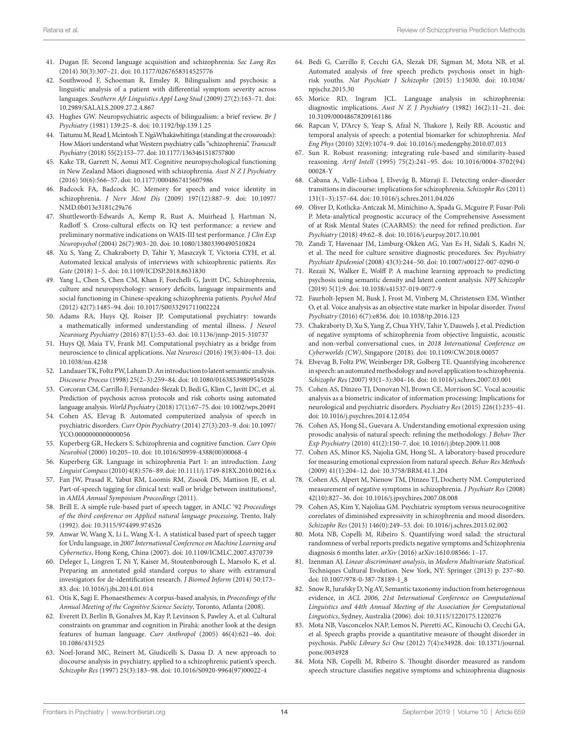41. Dugan JE. Second language acquisition and schizophrenia. *Sec Lang Res* (2014) 30(3):307–21. doi: 10.1177/0267658314525776
42. Southwood F, Schoeman R, Emsley R. Bilingualism and psychosis: a linguistic analysis of a patient with differential symptom severity across languages. *Southern Afr Linguistics Appl Lang Stud* (2009) 27(2):163–71. doi: 10.2989/SALALS.2009.27.2.4.867
43. Hughes GW. Neuropsychiatric aspects of bilingualism: a brief review. *Br J Psychiatry* (1981) 139:25–8. doi: 10.1192/bjp.139.1.25
44. Taitumu M, Read J, Mcintosh T. Ngā Whakāwhitinga (standing at the crossroads): How Māori understand what Western psychiatry calls "schizophrenia". *Transcult Psychiatry* (2018) 55(2):153–77. doi: 10.1177/1363461518757800
45. Kake TR, Garrett N, Aonui MT. Cognitive neuropsychological functioning in New Zealand Māori diagnosed with schizophrenia. *Aust N Z J Psychiatry* (2016) 50(6):566–57. doi: 10.1177/0004867415607986
46. Badcock FA, Badcock JC. Memory for speech and voice identity in schizophrenia. *J Nerv Ment Dis* (2009) 197(12):887–9. doi: 10.1097/NMD.0b013e3181c29a76
47. Shuttleworth-Edwards A, Kemp R, Rust A, Muirhead J, Hartman N, Radloff S. Cross-cultural effects on IQ test performance: a review and preliminary normative indications on WAIS-III test performance. *J Clin Exp Neuropsychol* (2004) 26(7):903–20. doi: 10.1080/13803390490510824
48. Xu S, Yang Z, Chakraborty D, Tahir Y, Maszczyk T, Victoria CYH, et al. Automated lexical analysis of interviews with schizophrenic patients. *Res Gate* (2018) 1–5. doi: 10.1109/ICDSP.2018.8631830
49. Yang L, Chen S, Chen CM, Khan F, Forchelli G, Javitt DC. Schizophrenia, culture and neuropsychology: sensory deficits, language impairments and social functioning in Chinese-speaking schizophrenia patients. *Psychol Med* (2012) 42(7):1485–94. doi: 10.1017/S0033291711002224
50. Adams RA, Huys QJ, Roiser JP. Computational psychiatry: towards a mathematically informed understanding of mental illness. *J Neurol Neurosurg Psychiatry* (2016) 87(1):53–63. doi: 10.1136/jnnp-2015-310737
51. Huys QJ, Maia TV, Frank MJ. Computational psychiatry as a bridge from neuroscience to clinical applications. *Nat Neurosci* (2016) 19(3):404–13. doi: 10.1038/nn.4238
52. Landauer TK, Foltz PW, Laham D. An introduction to latent semantic analysis. *Discourse Process* (1998) 25(2–3):259–84. doi: 10.1080/01638539809545028
53. Corcoran CM, Carrillo F, Fernandez-Slezak D, Bedi G, Klim C, Javitt DC, et al. Prediction of psychosis across protocols and risk cohorts using automated language analysis. *World Psychiatry* (2018) 17(1):67–75. doi: 10.1002/wps.20491
54. Cohen AS, Elevag B. Automated computerized analysis of speech in psychiatric disorders. *Curr Opin Psychiatry* (2014) 27(3):203–9. doi: 10.1097/YCO.0000000000000056
55. Kuperberg GR, Heckers S. Schizophrenia and cognitive function. *Curr Opin Neurobiol* (2000) 10:205–10. doi: 10.1016/S0959-4388(00)00068-4
56. Kuperberg GR. Language in schizophrenia Part 1: an introduction. *Lang Linguist Compass* (2010) 4(8):576–89. doi: 10.1111/j.1749-818X.2010.00216.x
57. Fan JW, Prasad R, Yabut RM, Loomis RM, Zisook DS, Mattison JE, et al. Part-of-speech tagging for clinical text: wall or bridge between institutions?, in *AMIA Annual Symposium Proceedings* (2011).
58. Brill E. A simple rule-based part of speech tagger, in ANLC '92 *Proceedings of the third conference on Applied natural language processing*, Trento, Italy (1992). doi: 10.3115/974499.974526
59. Anwar W, Wang X, Li L, Wang X-L. A statistical based part of speech tagger for Urdu language, in *2007 International Conference on Machine Learning and Cybernetics*, Hong Kong, China (2007). doi: 10.1109/ICMLC.2007.4370739
60. Deleger L, Lingren T, Ni Y, Kaiser M, Stoutenborough L, Marsolo K, et al. Preparing an annotated gold standard corpus to share with extramural investigators for de-identification research. *J Biomed Inform* (2014) 50:173–83. doi: 10.1016/j.jbi.2014.01.014
61. Otis K, Sagi E. Phonaesthemes: A corpus-based analysis, in *Proceedings of the Annual Meeting of the Cognitive Science Society*, Toronto, Atlanta (2008).
62. Everett D, Berlin B, Gonalves M, Kay P, Levinson S, Pawley A, et al. Cultural constraints on grammar and cognition in Pirahã: another look at the design features of human language. *Curr Anthropol* (2005) 46(4):621–46. doi: 10.1086/431525
63. Noel-Jorand MC, Reinert M, Giudicelli S, Dassa D. A new approach to discourse analysis in psychiatry, applied to a schizophrenic patient's speech. *Schizophr Res* (1997) 25(3):183–98. doi: 10.1016/S0920-9964(97)00022-4
64. Bedi G, Carrillo F, Cecchi GA, Slezak DF, Sigman M, Mota NB, et al. Automated analysis of free speech predicts psychosis onset in high-risk youths. *Nat Psychiatric J Schizophr* (2015) 1:15030. doi: 10.1038/npjschz.2015.30
65. Morice RD, Ingram JCL. Language analysis in schizophrenia: diagnostic implications. *Aust N Z J Psychiatry* (1982) 16(2):11–21. doi: 10.3109/00048678209161186
66. Rapcan V, D'Arcy S, Yeap S, Afzal N, Thakore J, Reily RB. Acoustic and temporal analysis of speech: a potential biomarker for schizophrenia. *Med Eng Phys* (2010) 32(9):1074–9. doi: 10.1016/j.medengphy.2010.07.013
67. Sun R. Robust reasoning: integrating rule-based and similarity-based reasoning. *Artif Intell* (1995) 75(2):241–95. doi: 10.1016/0004-3702(94)00028-Y
68. Cabana A, Valle-Lisboa J, Elvevåg B, Mizraji E. Detecting order–disorder transitions in discourse: implications for schizophrenia. *Schizophr Res* (2011) 131(1–3):157–64. doi: 10.1016/j.schres.2011.04.026
69. Oliver D, Kotlicka-Antczak M, Minichino A, Spada G, Mcguire P, Fusar-Poli P. Meta-analytical prognostic accuracy of the Comprehensive Assessment of at Risk Mental States (CAARMS): the need for refined prediction. *Eur Psychiatry* (2018) 49:62–8. doi: 10.1016/j.eurpsy.2017.10.001
70. Zandi T, Havenaar JM, Limburg-Okken AG, Van Es H, Sidali S, Kadri N, et al. The need for culture sensitive diagnostic procedures. *Soc Psychiatry Psychiatr Epidemiol* (2008) 43(3):244–50. doi: 10.1007/s00127-007-0290-0
71. Rezaii N, Walker E, Wolff P. A machine learning approach to predicting psychosis using semantic density and latent content analysis. *NPJ Schizophr* (2019) 5(1):9. doi: 10.1038/s41537-019-0077-9
72. Faurholt-Jepsen M, Busk J, Frost M, Vinberg M, Christensen EM, Winther O, et al. Voice analysis as an objective state marker in bipolar disorder. *Transl Psychiatry* (2016) 6(7):e856. doi: 10.1038/tp.2016.123
73. Chakraborty D, Xu S, Yang Z, Chua YHV, Tahir Y, Dauwels J, et al. Prediction of negative symptoms of schizophrenia from objective linguistic, acoustic and non-verbal conversational cues, in *2018 International Conference on Cyberworlds (CW)*, Singapore (2018). doi: 10.1109/CW.2018.00057
74. Elvevag B, Foltz PW, Weinberger DR, Golberg TE. Quantifying incoherence in speech: an automated methodology and novel application to schizophrenia. *Schizophr Res* (2007) 93(1–3):304–16. doi: 10.1016/j.schres.2007.03.001
75. Cohen AS, Dinzeo TJ, Donovan NJ, Brown CE, Morrison SC. Vocal acoustic analysis as a biometric indicator of information processing: Implications for neurological and psychiatric disorders. *Psychiatry Res* (2015) 226(1):235–41. doi: 10.1016/j.psychres.2014.12.054
76. Cohen AS, Hong SL, Guevara A. Understanding emotional expression using prosodic analysis of natural speech: refining the methodology. *J Behav Ther Exp Psychiatry* (2010) 41(2):150–7. doi: 10.1016/j.jbtep.2009.11.008
77. Cohen AS, Minor KS, Najolia GM, Hong SL. A laboratory-based procedure for measuring emotional expression from natural speech. *Behav Res Methods* (2009) 41(1):204–12. doi: 10.3758/BRM.41.1.204
78. Cohen AS, Alpert M, Nienow TM, Dinzeo TJ, Docherty NM. Computerized measurement of negative symptoms in schizophrenia. *J Psychiatr Res* (2008) 42(10):827–36. doi: 10.1016/j.jpsychires.2007.08.008
79. Cohen AS, Kim Y, Najoliaa GM. Psychiatric symptom versus neurocognitive correlates of diminished expressivity in schizophrenia and mood disorders. *Schizophr Res* (2013) 146(0):249–53. doi: 10.1016/j.schres.2013.02.002
80. Mota NB, Copelli M, Ribeiro S. Quantifying word salad: the structural randomness of verbal reports predicts negative symptoms and Schizophrenia diagnosis 6 months later. *arXiv* (2016) arXiv:1610.08566: 1–17.
81. Izenman AJ. *Linear discriminant analysis*, in *Modern Multivariate Statistical*. Techniques Cultural Evolution. New York, NY: Springer (2013) p. 237–80. doi: 10.1007/978-0-387-78189-1_8
82. Snow R, Jurafsky D, Ng AY, Semantic taxonomy induction from heterogenous evidence, in *ACL 2006, 21st International Conference on Computational Linguistics and 44th Annual Meeting of the Association for Computational Linguistics*, Sydney, Australia (2006). doi: 10.3115/1220175.1220276
83. Mota NB, Vasconcelos NAP, Lemos N, Pieretti AC, Kinouchi O, Cecchi GA, et al. Speech graphs provide a quantitative measure of thought disorder in psychosis. *Public Library Sci One* (2012) 7(4):e34928. doi: 10.1371/journal.pone.0034928
84. Mota NB, Copelli M, Ribeiro S. Thought disorder measured as random speech structure classifies negative symptoms and schizophrenia diagnosis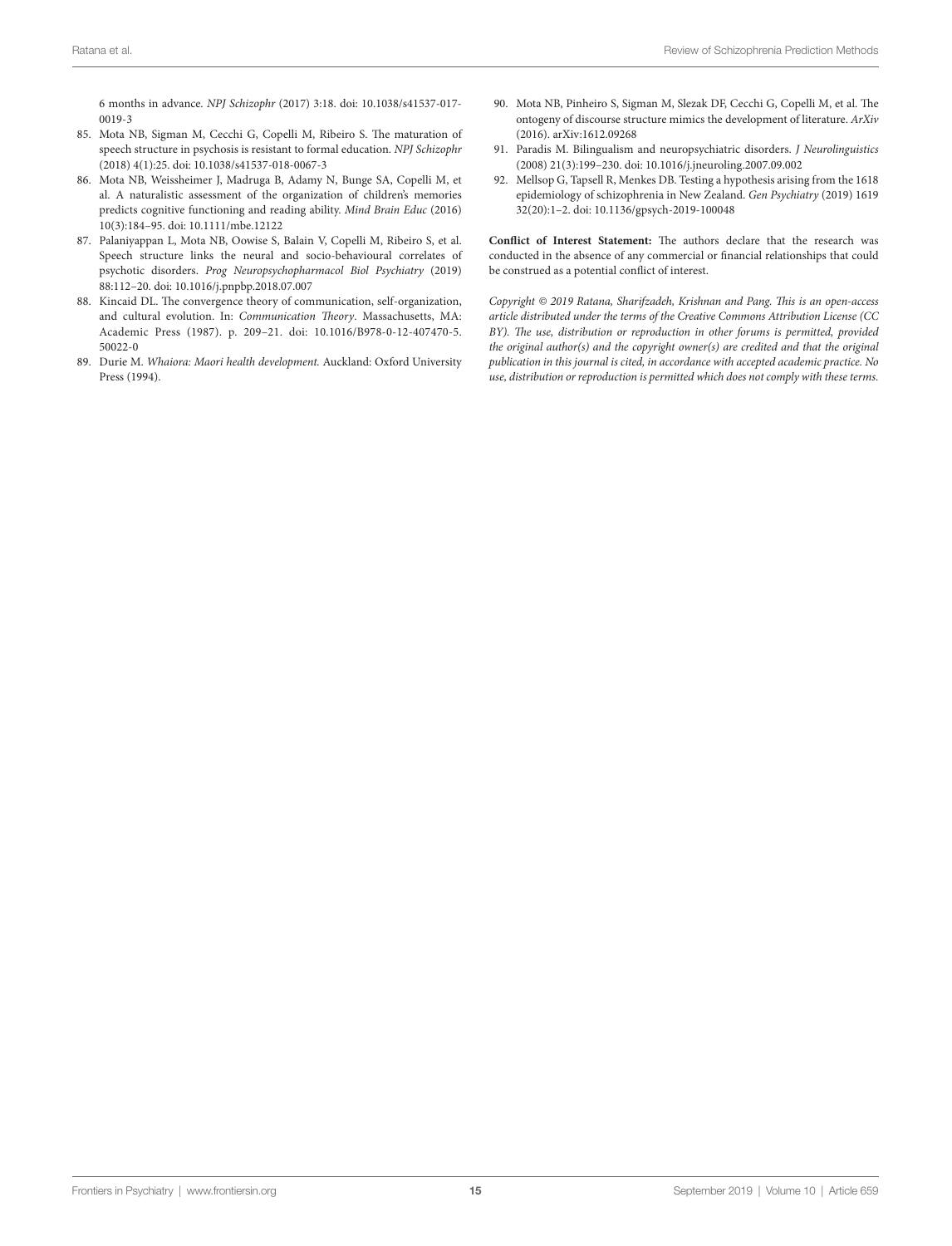6 months in advance. *NPJ Schizophr* (2017) 3:18. doi: 10.1038/s41537-017-0019-3

85. Mota NB, Sigman M, Cecchi G, Copelli M, Ribeiro S. The maturation of speech structure in psychosis is resistant to formal education. *NPJ Schizophr* (2018) 4(1):25. doi: 10.1038/s41537-018-0067-3
86. Mota NB, Weissheimer J, Madruga B, Adamy N, Bunge SA, Copelli M, et al. A naturalistic assessment of the organization of children's memories predicts cognitive functioning and reading ability. *Mind Brain Educ* (2016) 10(3):184–95. doi: 10.1111/mbe.12122
87. Palaniyappan L, Mota NB, Oowise S, Balain V, Copelli M, Ribeiro S, et al. Speech structure links the neural and socio-behavioural correlates of psychotic disorders. *Prog Neuropsychopharmacol Biol Psychiatry* (2019) 88:112–20. doi: 10.1016/j.pnpbp.2018.07.007
88. Kincaid DL. The convergence theory of communication, self-organization, and cultural evolution. In: *Communication Theory*. Massachusetts, MA: Academic Press (1987). p. 209–21. doi: 10.1016/B978-0-12-407470-5.50022-0
89. Durie M. *Whaiora: Maori health development.* Auckland: Oxford University Press (1994).
90. Mota NB, Pinheiro S, Sigman M, Slezak DF, Cecchi G, Copelli M, et al. The ontogeny of discourse structure mimics the development of literature. *ArXiv* (2016). arXiv:1612.09268
91. Paradis M. Bilingualism and neuropsychiatric disorders. *J Neurolinguistics* (2008) 21(3):199–230. doi: 10.1016/j.jneuroling.2007.09.002
92. Mellsop G, Tapsell R, Menkes DB. Testing a hypothesis arising from the 1618 epidemiology of schizophrenia in New Zealand. *Gen Psychiatry* (2019) 1619 32(20):1–2. doi: 10.1136/gpsych-2019-100048

**Conflict of Interest Statement:** The authors declare that the research was conducted in the absence of any commercial or financial relationships that could be construed as a potential conflict of interest.

*Copyright © 2019 Ratana, Sharifzadeh, Krishnan and Pang. This is an open-access article distributed under the terms of the Creative Commons Attribution License (CC BY). The use, distribution or reproduction in other forums is permitted, provided the original author(s) and the copyright owner(s) are credited and that the original publication in this journal is cited, in accordance with accepted academic practice. No use, distribution or reproduction is permitted which does not comply with these terms.*